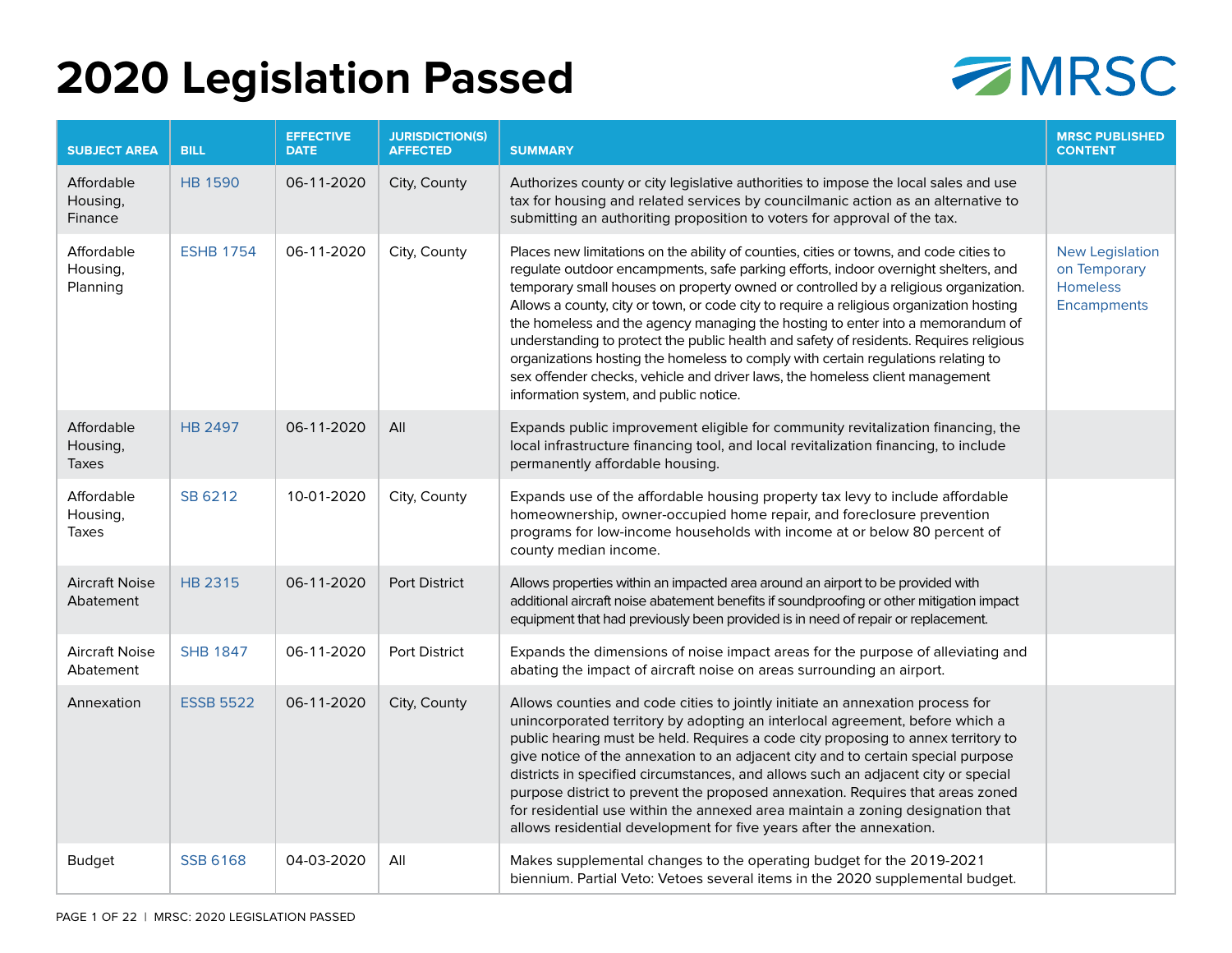# 2020 Legislation Passed

| SUBJECT AREA | BILL | EFFECTIVE DATE | JURISDICTION(S) AFFECTED | SUMMARY | MRSC PUBLISHED CONTENT |
|---|---|---|---|---|---|
| Affordable Housing, Finance | HB 1590 | 06-11-2020 | City, County | Authorizes county or city legislative authorities to impose the local sales and use tax for housing and related services by councilmanic action as an alternative to submitting an authoriting proposition to voters for approval of the tax. | |
| Affordable Housing, Planning | ESHB 1754 | 06-11-2020 | City, County | Places new limitations on the ability of counties, cities or towns, and code cities to regulate outdoor encampments, safe parking efforts, indoor overnight shelters, and temporary small houses on property owned or controlled by a religious organization. Allows a county, city or town, or code city to require a religious organization hosting the homeless and the agency managing the hosting to enter into a memorandum of understanding to protect the public health and safety of residents. Requires religious organizations hosting the homeless to comply with certain regulations relating to sex offender checks, vehicle and driver laws, the homeless client management information system, and public notice. | New Legislation on Temporary Homeless Encampments |
| Affordable Housing, Taxes | HB 2497 | 06-11-2020 | All | Expands public improvement eligible for community revitalization financing, the local infrastructure financing tool, and local revitalization financing, to include permanently affordable housing. | |
| Affordable Housing, Taxes | SB 6212 | 10-01-2020 | City, County | Expands use of the affordable housing property tax levy to include affordable homeownership, owner-occupied home repair, and foreclosure prevention programs for low-income households with income at or below 80 percent of county median income. | |
| Aircraft Noise Abatement | HB 2315 | 06-11-2020 | Port District | Allows properties within an impacted area around an airport to be provided with additional aircraft noise abatement benefits if soundproofing or other mitigation impact equipment that had previously been provided is in need of repair or replacement. | |
| Aircraft Noise Abatement | SHB 1847 | 06-11-2020 | Port District | Expands the dimensions of noise impact areas for the purpose of alleviating and abating the impact of aircraft noise on areas surrounding an airport. | |
| Annexation | ESSB 5522 | 06-11-2020 | City, County | Allows counties and code cities to jointly initiate an annexation process for unincorporated territory by adopting an interlocal agreement, before which a public hearing must be held. Requires a code city proposing to annex territory to give notice of the annexation to an adjacent city and to certain special purpose districts in specified circumstances, and allows such an adjacent city or special purpose district to prevent the proposed annexation. Requires that areas zoned for residential use within the annexed area maintain a zoning designation that allows residential development for five years after the annexation. | |
| Budget | SSB 6168 | 04-03-2020 | All | Makes supplemental changes to the operating budget for the 2019-2021 biennium. Partial Veto: Vetoes several items in the 2020 supplemental budget. | |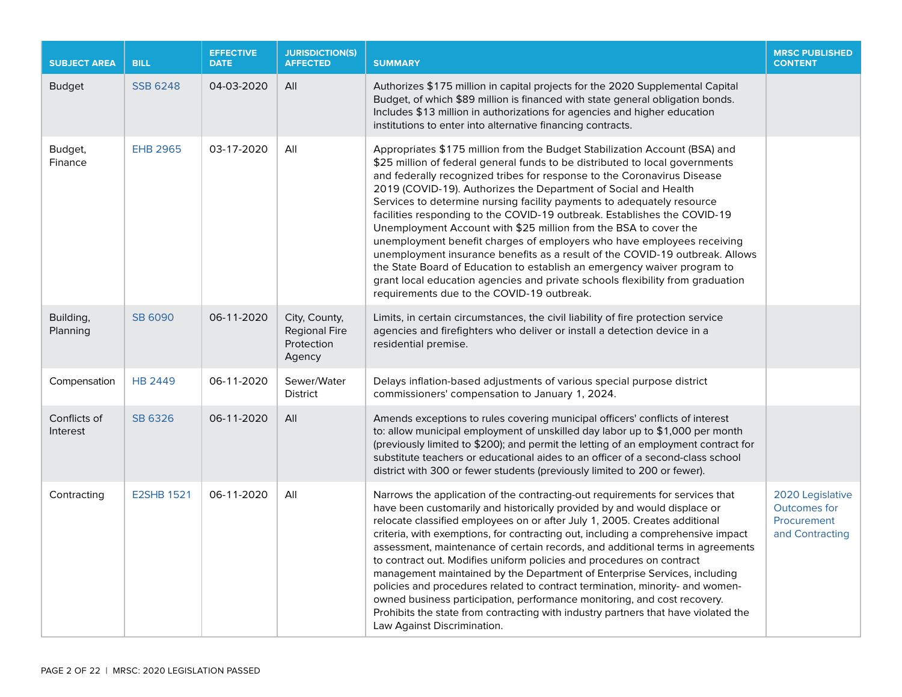| SUBJECT AREA | BILL | EFFECTIVE DATE | JURISDICTION(S) AFFECTED | SUMMARY | MRSC PUBLISHED CONTENT |
|---|---|---|---|---|---|
| Budget | SSB 6248 | 04-03-2020 | All | Authorizes $175 million in capital projects for the 2020 Supplemental Capital Budget, of which $89 million is financed with state general obligation bonds. Includes $13 million in authorizations for agencies and higher education institutions to enter into alternative financing contracts. | |
| Budget, Finance | EHB 2965 | 03-17-2020 | All | Appropriates $175 million from the Budget Stabilization Account (BSA) and $25 million of federal general funds to be distributed to local governments and federally recognized tribes for response to the Coronavirus Disease 2019 (COVID-19). Authorizes the Department of Social and Health Services to determine nursing facility payments to adequately resource facilities responding to the COVID-19 outbreak. Establishes the COVID-19 Unemployment Account with $25 million from the BSA to cover the unemployment benefit charges of employers who have employees receiving unemployment insurance benefits as a result of the COVID-19 outbreak. Allows the State Board of Education to establish an emergency waiver program to grant local education agencies and private schools flexibility from graduation requirements due to the COVID-19 outbreak. | |
| Building, Planning | SB 6090 | 06-11-2020 | City, County, Regional Fire Protection Agency | Limits, in certain circumstances, the civil liability of fire protection service agencies and firefighters who deliver or install a detection device in a residential premise. | |
| Compensation | HB 2449 | 06-11-2020 | Sewer/Water District | Delays inflation-based adjustments of various special purpose district commissioners' compensation to January 1, 2024. | |
| Conflicts of Interest | SB 6326 | 06-11-2020 | All | Amends exceptions to rules covering municipal officers' conflicts of interest to: allow municipal employment of unskilled day labor up to $1,000 per month (previously limited to $200); and permit the letting of an employment contract for substitute teachers or educational aides to an officer of a second-class school district with 300 or fewer students (previously limited to 200 or fewer). | |
| Contracting | E2SHB 1521 | 06-11-2020 | All | Narrows the application of the contracting-out requirements for services that have been customarily and historically provided by and would displace or relocate classified employees on or after July 1, 2005. Creates additional criteria, with exemptions, for contracting out, including a comprehensive impact assessment, maintenance of certain records, and additional terms in agreements to contract out. Modifies uniform policies and procedures on contract management maintained by the Department of Enterprise Services, including policies and procedures related to contract termination, minority- and women-owned business participation, performance monitoring, and cost recovery. Prohibits the state from contracting with industry partners that have violated the Law Against Discrimination. | 2020 Legislative Outcomes for Procurement and Contracting |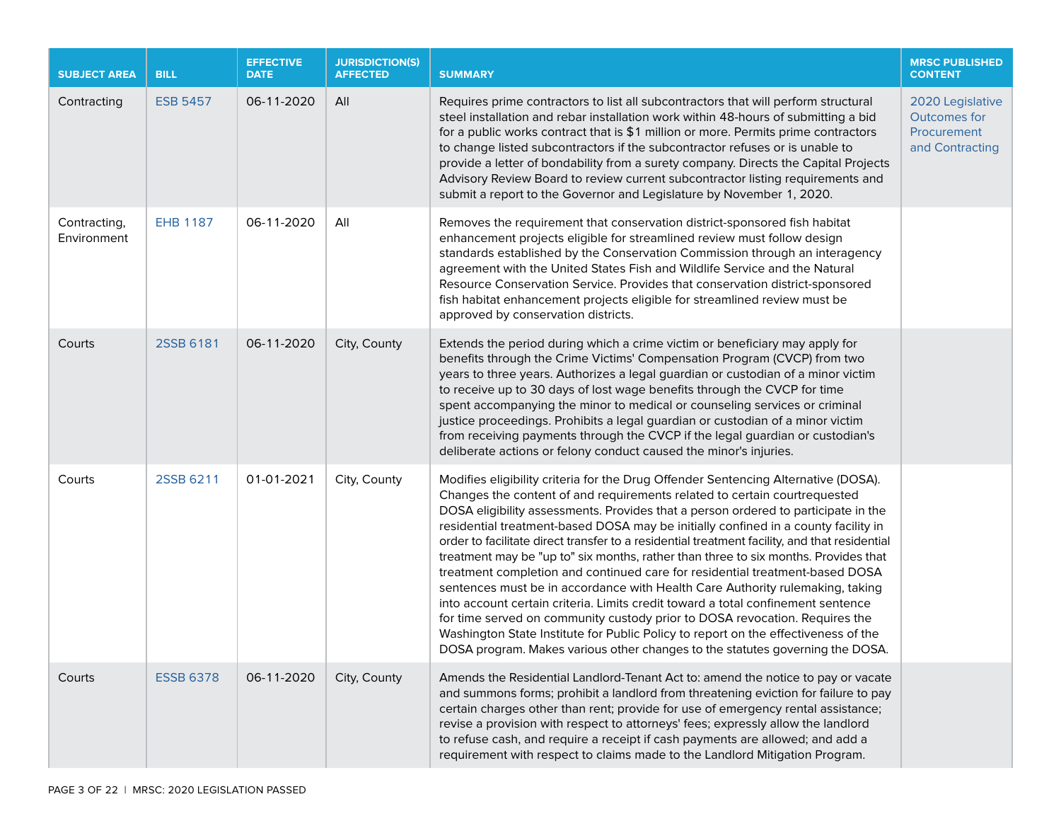| SUBJECT AREA | BILL | EFFECTIVE DATE | JURISDICTION(S) AFFECTED | SUMMARY | MRSC PUBLISHED CONTENT |
|---|---|---|---|---|---|
| Contracting | ESB 5457 | 06-11-2020 | All | Requires prime contractors to list all subcontractors that will perform structural steel installation and rebar installation work within 48-hours of submitting a bid for a public works contract that is $1 million or more. Permits prime contractors to change listed subcontractors if the subcontractor refuses or is unable to provide a letter of bondability from a surety company. Directs the Capital Projects Advisory Review Board to review current subcontractor listing requirements and submit a report to the Governor and Legislature by November 1, 2020. | 2020 Legislative Outcomes for Procurement and Contracting |
| Contracting, Environment | EHB 1187 | 06-11-2020 | All | Removes the requirement that conservation district-sponsored fish habitat enhancement projects eligible for streamlined review must follow design standards established by the Conservation Commission through an interagency agreement with the United States Fish and Wildlife Service and the Natural Resource Conservation Service. Provides that conservation district-sponsored fish habitat enhancement projects eligible for streamlined review must be approved by conservation districts. | |
| Courts | 2SSB 6181 | 06-11-2020 | City, County | Extends the period during which a crime victim or beneficiary may apply for benefits through the Crime Victims' Compensation Program (CVCP) from two years to three years. Authorizes a legal guardian or custodian of a minor victim to receive up to 30 days of lost wage benefits through the CVCP for time spent accompanying the minor to medical or counseling services or criminal justice proceedings. Prohibits a legal guardian or custodian of a minor victim from receiving payments through the CVCP if the legal guardian or custodian's deliberate actions or felony conduct caused the minor's injuries. | |
| Courts | 2SSB 6211 | 01-01-2021 | City, County | Modifies eligibility criteria for the Drug Offender Sentencing Alternative (DOSA). Changes the content of and requirements related to certain courtrequested DOSA eligibility assessments. Provides that a person ordered to participate in the residential treatment-based DOSA may be initially confined in a county facility in order to facilitate direct transfer to a residential treatment facility, and that residential treatment may be "up to" six months, rather than three to six months. Provides that treatment completion and continued care for residential treatment-based DOSA sentences must be in accordance with Health Care Authority rulemaking, taking into account certain criteria. Limits credit toward a total confinement sentence for time served on community custody prior to DOSA revocation. Requires the Washington State Institute for Public Policy to report on the effectiveness of the DOSA program. Makes various other changes to the statutes governing the DOSA. | |
| Courts | ESSB 6378 | 06-11-2020 | City, County | Amends the Residential Landlord-Tenant Act to: amend the notice to pay or vacate and summons forms; prohibit a landlord from threatening eviction for failure to pay certain charges other than rent; provide for use of emergency rental assistance; revise a provision with respect to attorneys' fees; expressly allow the landlord to refuse cash, and require a receipt if cash payments are allowed; and add a requirement with respect to claims made to the Landlord Mitigation Program. | |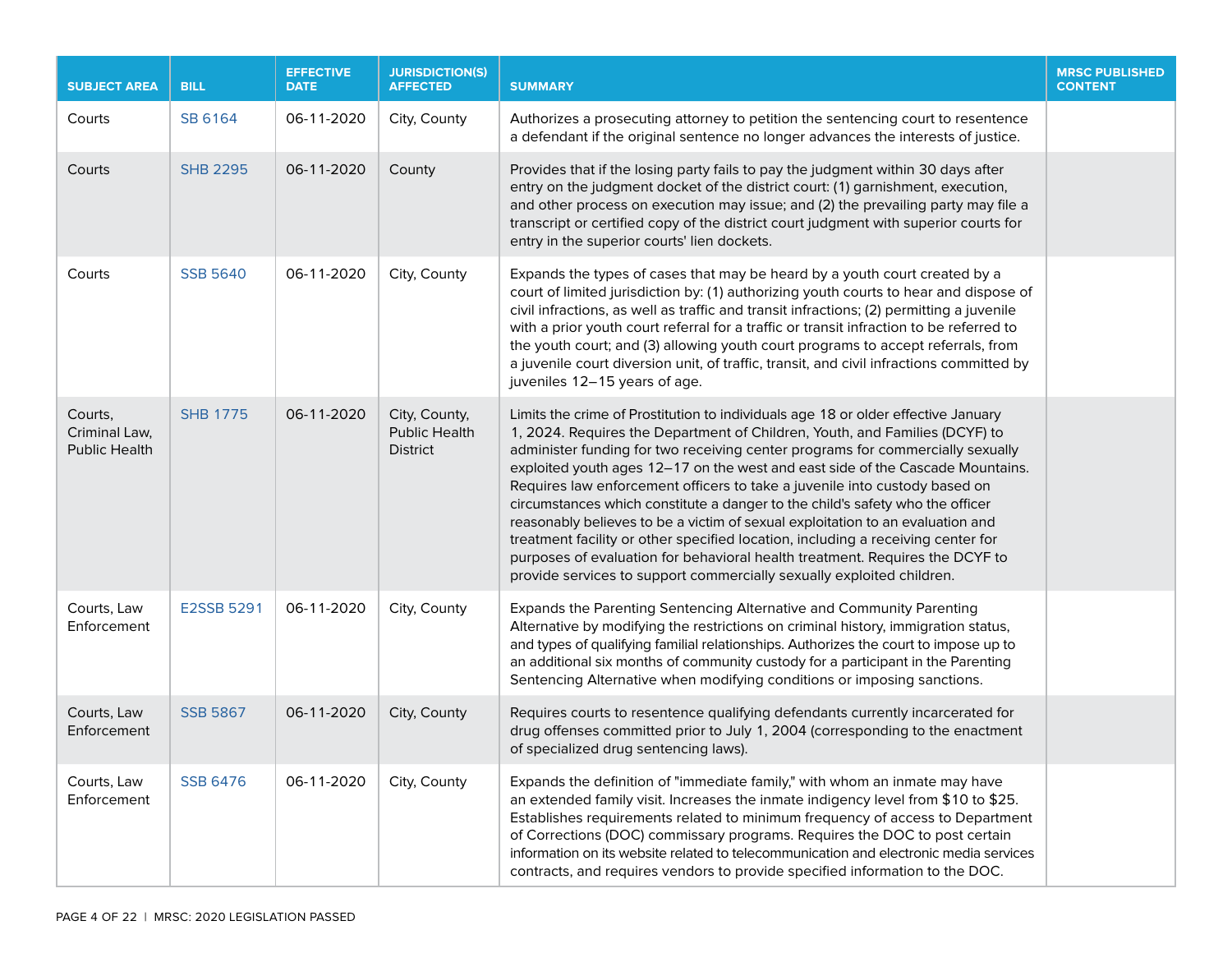| SUBJECT AREA | BILL | EFFECTIVE DATE | JURISDICTION(S) AFFECTED | SUMMARY | MRSC PUBLISHED CONTENT |
|---|---|---|---|---|---|
| Courts | SB 6164 | 06-11-2020 | City, County | Authorizes a prosecuting attorney to petition the sentencing court to resentence a defendant if the original sentence no longer advances the interests of justice. | |
| Courts | SHB 2295 | 06-11-2020 | County | Provides that if the losing party fails to pay the judgment within 30 days after entry on the judgment docket of the district court: (1) garnishment, execution, and other process on execution may issue; and (2) the prevailing party may file a transcript or certified copy of the district court judgment with superior courts for entry in the superior courts' lien dockets. | |
| Courts | SSB 5640 | 06-11-2020 | City, County | Expands the types of cases that may be heard by a youth court created by a court of limited jurisdiction by: (1) authorizing youth courts to hear and dispose of civil infractions, as well as traffic and transit infractions; (2) permitting a juvenile with a prior youth court referral for a traffic or transit infraction to be referred to the youth court; and (3) allowing youth court programs to accept referrals, from a juvenile court diversion unit, of traffic, transit, and civil infractions committed by juveniles 12–15 years of age. | |
| Courts, Criminal Law, Public Health | SHB 1775 | 06-11-2020 | City, County, Public Health District | Limits the crime of Prostitution to individuals age 18 or older effective January 1, 2024. Requires the Department of Children, Youth, and Families (DCYF) to administer funding for two receiving center programs for commercially sexually exploited youth ages 12–17 on the west and east side of the Cascade Mountains. Requires law enforcement officers to take a juvenile into custody based on circumstances which constitute a danger to the child's safety who the officer reasonably believes to be a victim of sexual exploitation to an evaluation and treatment facility or other specified location, including a receiving center for purposes of evaluation for behavioral health treatment. Requires the DCYF to provide services to support commercially sexually exploited children. | |
| Courts, Law Enforcement | E2SSB 5291 | 06-11-2020 | City, County | Expands the Parenting Sentencing Alternative and Community Parenting Alternative by modifying the restrictions on criminal history, immigration status, and types of qualifying familial relationships. Authorizes the court to impose up to an additional six months of community custody for a participant in the Parenting Sentencing Alternative when modifying conditions or imposing sanctions. | |
| Courts, Law Enforcement | SSB 5867 | 06-11-2020 | City, County | Requires courts to resentence qualifying defendants currently incarcerated for drug offenses committed prior to July 1, 2004 (corresponding to the enactment of specialized drug sentencing laws). | |
| Courts, Law Enforcement | SSB 6476 | 06-11-2020 | City, County | Expands the definition of "immediate family," with whom an inmate may have an extended family visit. Increases the inmate indigency level from $10 to $25. Establishes requirements related to minimum frequency of access to Department of Corrections (DOC) commissary programs. Requires the DOC to post certain information on its website related to telecommunication and electronic media services contracts, and requires vendors to provide specified information to the DOC. | |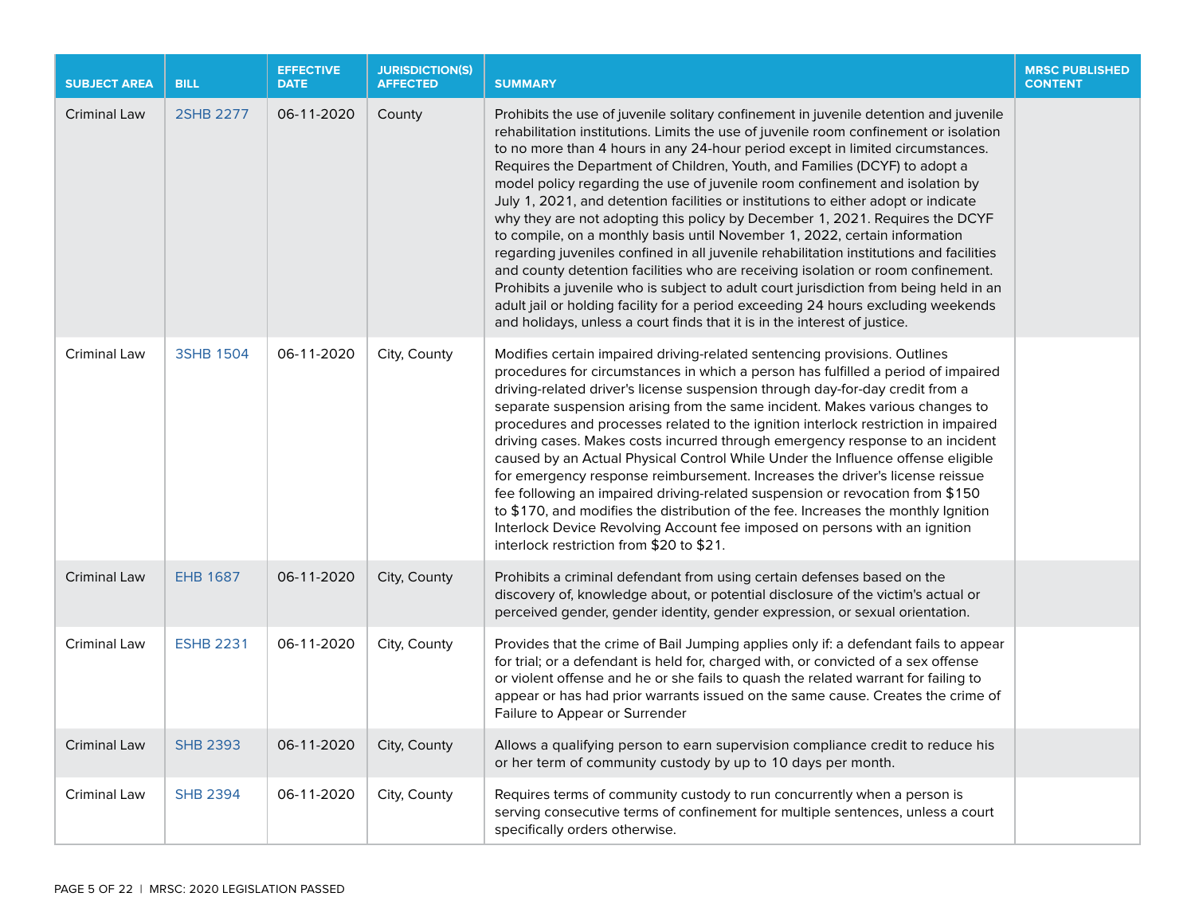| SUBJECT AREA | BILL | EFFECTIVE DATE | JURISDICTION(S) AFFECTED | SUMMARY | MRSC PUBLISHED CONTENT |
|---|---|---|---|---|---|
| Criminal Law | 2SHB 2277 | 06-11-2020 | County | Prohibits the use of juvenile solitary confinement in juvenile detention and juvenile rehabilitation institutions. Limits the use of juvenile room confinement or isolation to no more than 4 hours in any 24-hour period except in limited circumstances. Requires the Department of Children, Youth, and Families (DCYF) to adopt a model policy regarding the use of juvenile room confinement and isolation by July 1, 2021, and detention facilities or institutions to either adopt or indicate why they are not adopting this policy by December 1, 2021. Requires the DCYF to compile, on a monthly basis until November 1, 2022, certain information regarding juveniles confined in all juvenile rehabilitation institutions and facilities and county detention facilities who are receiving isolation or room confinement. Prohibits a juvenile who is subject to adult court jurisdiction from being held in an adult jail or holding facility for a period exceeding 24 hours excluding weekends and holidays, unless a court finds that it is in the interest of justice. | |
| Criminal Law | 3SHB 1504 | 06-11-2020 | City, County | Modifies certain impaired driving-related sentencing provisions. Outlines procedures for circumstances in which a person has fulfilled a period of impaired driving-related driver's license suspension through day-for-day credit from a separate suspension arising from the same incident. Makes various changes to procedures and processes related to the ignition interlock restriction in impaired driving cases. Makes costs incurred through emergency response to an incident caused by an Actual Physical Control While Under the Influence offense eligible for emergency response reimbursement. Increases the driver's license reissue fee following an impaired driving-related suspension or revocation from $150 to $170, and modifies the distribution of the fee. Increases the monthly Ignition Interlock Device Revolving Account fee imposed on persons with an ignition interlock restriction from $20 to $21. | |
| Criminal Law | EHB 1687 | 06-11-2020 | City, County | Prohibits a criminal defendant from using certain defenses based on the discovery of, knowledge about, or potential disclosure of the victim's actual or perceived gender, gender identity, gender expression, or sexual orientation. | |
| Criminal Law | ESHB 2231 | 06-11-2020 | City, County | Provides that the crime of Bail Jumping applies only if: a defendant fails to appear for trial; or a defendant is held for, charged with, or convicted of a sex offense or violent offense and he or she fails to quash the related warrant for failing to appear or has had prior warrants issued on the same cause. Creates the crime of Failure to Appear or Surrender | |
| Criminal Law | SHB 2393 | 06-11-2020 | City, County | Allows a qualifying person to earn supervision compliance credit to reduce his or her term of community custody by up to 10 days per month. | |
| Criminal Law | SHB 2394 | 06-11-2020 | City, County | Requires terms of community custody to run concurrently when a person is serving consecutive terms of confinement for multiple sentences, unless a court specifically orders otherwise. | |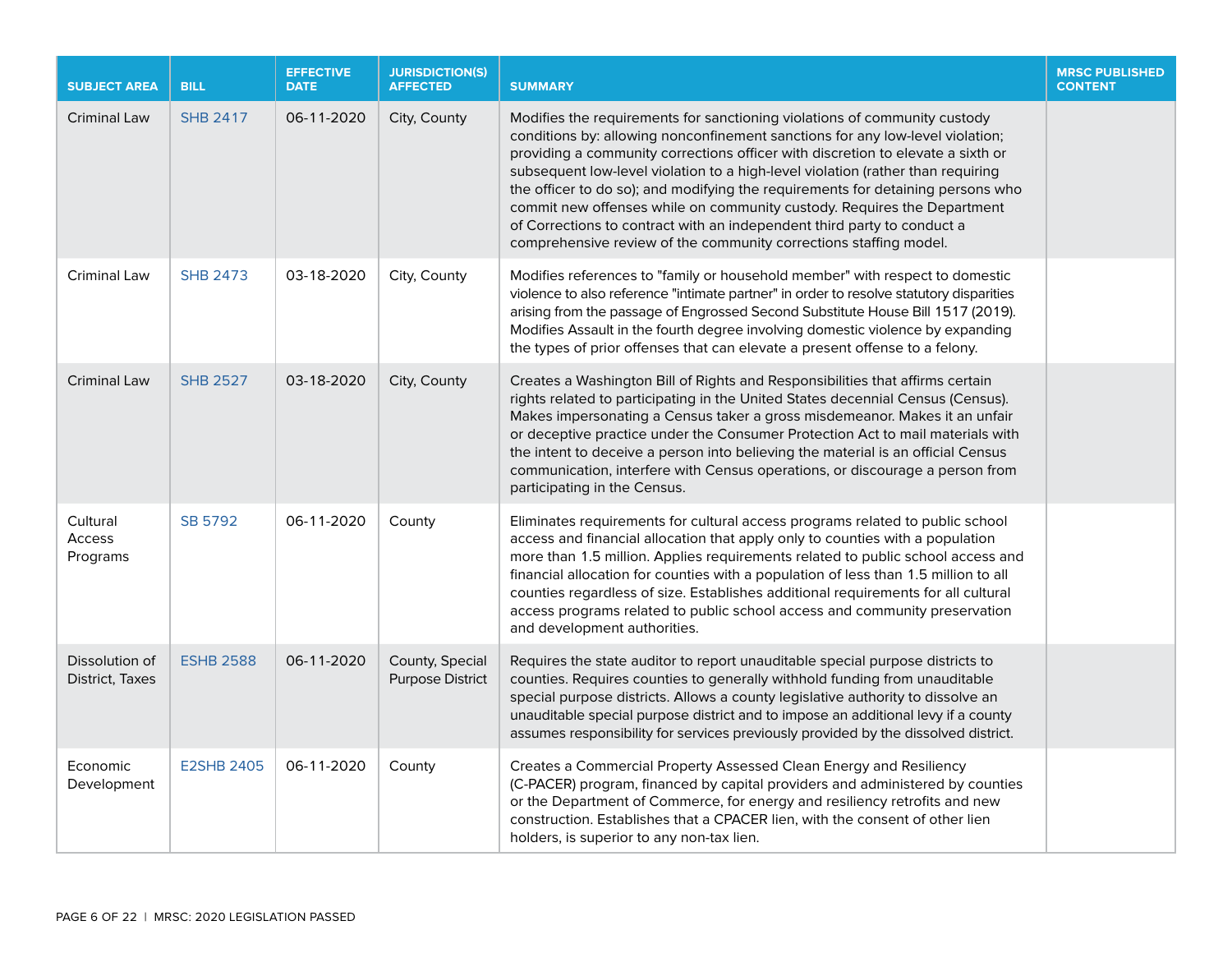| SUBJECT AREA | BILL | EFFECTIVE DATE | JURISDICTION(S) AFFECTED | SUMMARY | MRSC PUBLISHED CONTENT |
|---|---|---|---|---|---|
| Criminal Law | SHB 2417 | 06-11-2020 | City, County | Modifies the requirements for sanctioning violations of community custody conditions by: allowing nonconfinement sanctions for any low-level violation; providing a community corrections officer with discretion to elevate a sixth or subsequent low-level violation to a high-level violation (rather than requiring the officer to do so); and modifying the requirements for detaining persons who commit new offenses while on community custody. Requires the Department of Corrections to contract with an independent third party to conduct a comprehensive review of the community corrections staffing model. | |
| Criminal Law | SHB 2473 | 03-18-2020 | City, County | Modifies references to "family or household member" with respect to domestic violence to also reference "intimate partner" in order to resolve statutory disparities arising from the passage of Engrossed Second Substitute House Bill 1517 (2019). Modifies Assault in the fourth degree involving domestic violence by expanding the types of prior offenses that can elevate a present offense to a felony. | |
| Criminal Law | SHB 2527 | 03-18-2020 | City, County | Creates a Washington Bill of Rights and Responsibilities that affirms certain rights related to participating in the United States decennial Census (Census). Makes impersonating a Census taker a gross misdemeanor. Makes it an unfair or deceptive practice under the Consumer Protection Act to mail materials with the intent to deceive a person into believing the material is an official Census communication, interfere with Census operations, or discourage a person from participating in the Census. | |
| Cultural Access Programs | SB 5792 | 06-11-2020 | County | Eliminates requirements for cultural access programs related to public school access and financial allocation that apply only to counties with a population more than 1.5 million. Applies requirements related to public school access and financial allocation for counties with a population of less than 1.5 million to all counties regardless of size. Establishes additional requirements for all cultural access programs related to public school access and community preservation and development authorities. | |
| Dissolution of District, Taxes | ESHB 2588 | 06-11-2020 | County, Special Purpose District | Requires the state auditor to report unauditable special purpose districts to counties. Requires counties to generally withhold funding from unauditable special purpose districts. Allows a county legislative authority to dissolve an unauditable special purpose district and to impose an additional levy if a county assumes responsibility for services previously provided by the dissolved district. | |
| Economic Development | E2SHB 2405 | 06-11-2020 | County | Creates a Commercial Property Assessed Clean Energy and Resiliency (C-PACER) program, financed by capital providers and administered by counties or the Department of Commerce, for energy and resiliency retrofits and new construction. Establishes that a CPACER lien, with the consent of other lien holders, is superior to any non-tax lien. | |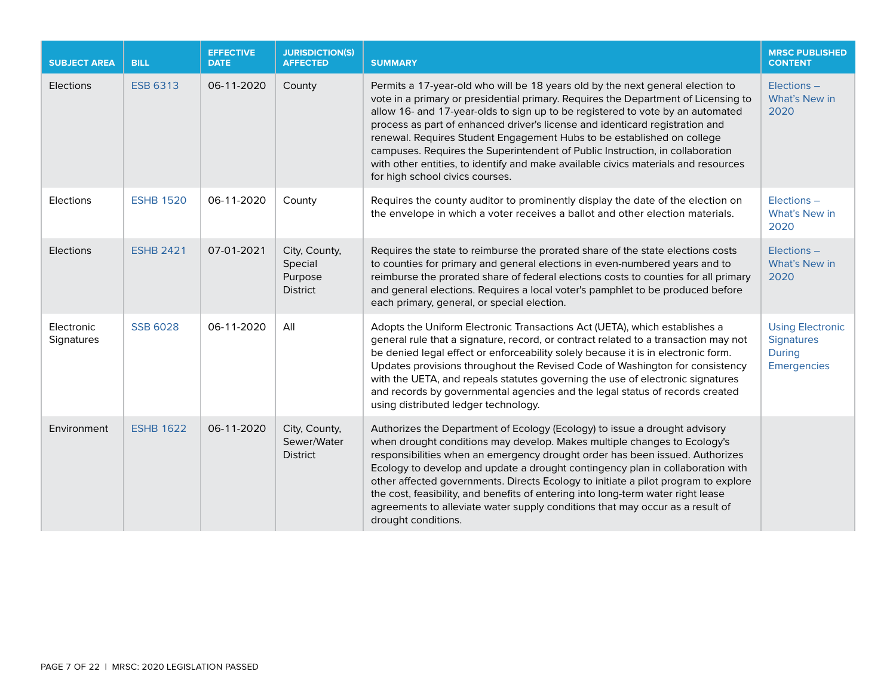| SUBJECT AREA | BILL | EFFECTIVE DATE | JURISDICTION(S) AFFECTED | SUMMARY | MRSC PUBLISHED CONTENT |
|---|---|---|---|---|---|
| Elections | ESB 6313 | 06-11-2020 | County | Permits a 17-year-old who will be 18 years old by the next general election to vote in a primary or presidential primary. Requires the Department of Licensing to allow 16- and 17-year-olds to sign up to be registered to vote by an automated process as part of enhanced driver's license and identicard registration and renewal. Requires Student Engagement Hubs to be established on college campuses. Requires the Superintendent of Public Instruction, in collaboration with other entities, to identify and make available civics materials and resources for high school civics courses. | Elections – What's New in 2020 |
| Elections | ESHB 1520 | 06-11-2020 | County | Requires the county auditor to prominently display the date of the election on the envelope in which a voter receives a ballot and other election materials. | Elections – What's New in 2020 |
| Elections | ESHB 2421 | 07-01-2021 | City, County, Special Purpose District | Requires the state to reimburse the prorated share of the state elections costs to counties for primary and general elections in even-numbered years and to reimburse the prorated share of federal elections costs to counties for all primary and general elections. Requires a local voter's pamphlet to be produced before each primary, general, or special election. | Elections – What's New in 2020 |
| Electronic Signatures | SSB 6028 | 06-11-2020 | All | Adopts the Uniform Electronic Transactions Act (UETA), which establishes a general rule that a signature, record, or contract related to a transaction may not be denied legal effect or enforceability solely because it is in electronic form. Updates provisions throughout the Revised Code of Washington for consistency with the UETA, and repeals statutes governing the use of electronic signatures and records by governmental agencies and the legal status of records created using distributed ledger technology. | Using Electronic Signatures During Emergencies |
| Environment | ESHB 1622 | 06-11-2020 | City, County, Sewer/Water District | Authorizes the Department of Ecology (Ecology) to issue a drought advisory when drought conditions may develop. Makes multiple changes to Ecology's responsibilities when an emergency drought order has been issued. Authorizes Ecology to develop and update a drought contingency plan in collaboration with other affected governments. Directs Ecology to initiate a pilot program to explore the cost, feasibility, and benefits of entering into long-term water right lease agreements to alleviate water supply conditions that may occur as a result of drought conditions. | |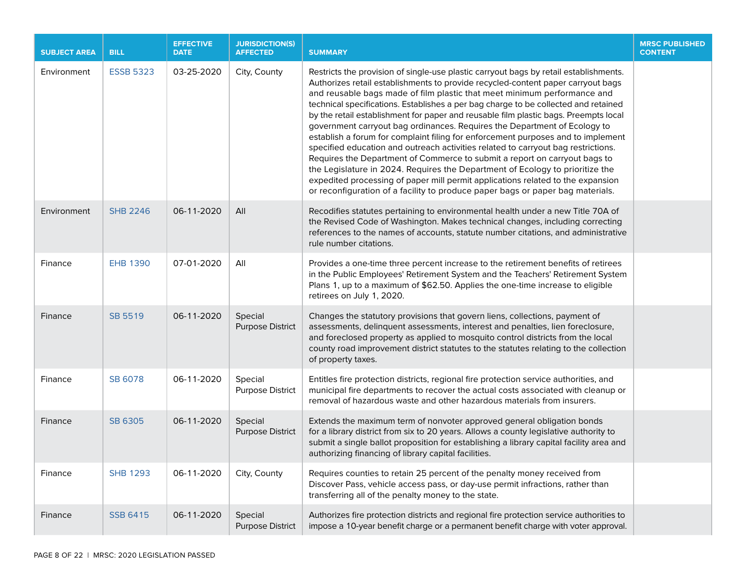| SUBJECT AREA | BILL | EFFECTIVE DATE | JURISDICTION(S) AFFECTED | SUMMARY | MRSC PUBLISHED CONTENT |
|---|---|---|---|---|---|
| Environment | ESSB 5323 | 03-25-2020 | City, County | Restricts the provision of single-use plastic carryout bags by retail establishments. Authorizes retail establishments to provide recycled-content paper carryout bags and reusable bags made of film plastic that meet minimum performance and technical specifications. Establishes a per bag charge to be collected and retained by the retail establishment for paper and reusable film plastic bags. Preempts local government carryout bag ordinances. Requires the Department of Ecology to establish a forum for complaint filing for enforcement purposes and to implement specified education and outreach activities related to carryout bag restrictions. Requires the Department of Commerce to submit a report on carryout bags to the Legislature in 2024. Requires the Department of Ecology to prioritize the expedited processing of paper mill permit applications related to the expansion or reconfiguration of a facility to produce paper bags or paper bag materials. | |
| Environment | SHB 2246 | 06-11-2020 | All | Recodifies statutes pertaining to environmental health under a new Title 70A of the Revised Code of Washington. Makes technical changes, including correcting references to the names of accounts, statute number citations, and administrative rule number citations. | |
| Finance | EHB 1390 | 07-01-2020 | All | Provides a one-time three percent increase to the retirement benefits of retirees in the Public Employees' Retirement System and the Teachers' Retirement System Plans 1, up to a maximum of $62.50. Applies the one-time increase to eligible retirees on July 1, 2020. | |
| Finance | SB 5519 | 06-11-2020 | Special Purpose District | Changes the statutory provisions that govern liens, collections, payment of assessments, delinquent assessments, interest and penalties, lien foreclosure, and foreclosed property as applied to mosquito control districts from the local county road improvement district statutes to the statutes relating to the collection of property taxes. | |
| Finance | SB 6078 | 06-11-2020 | Special Purpose District | Entitles fire protection districts, regional fire protection service authorities, and municipal fire departments to recover the actual costs associated with cleanup or removal of hazardous waste and other hazardous materials from insurers. | |
| Finance | SB 6305 | 06-11-2020 | Special Purpose District | Extends the maximum term of nonvoter approved general obligation bonds for a library district from six to 20 years. Allows a county legislative authority to submit a single ballot proposition for establishing a library capital facility area and authorizing financing of library capital facilities. | |
| Finance | SHB 1293 | 06-11-2020 | City, County | Requires counties to retain 25 percent of the penalty money received from Discover Pass, vehicle access pass, or day-use permit infractions, rather than transferring all of the penalty money to the state. | |
| Finance | SSB 6415 | 06-11-2020 | Special Purpose District | Authorizes fire protection districts and regional fire protection service authorities to impose a 10-year benefit charge or a permanent benefit charge with voter approval. | |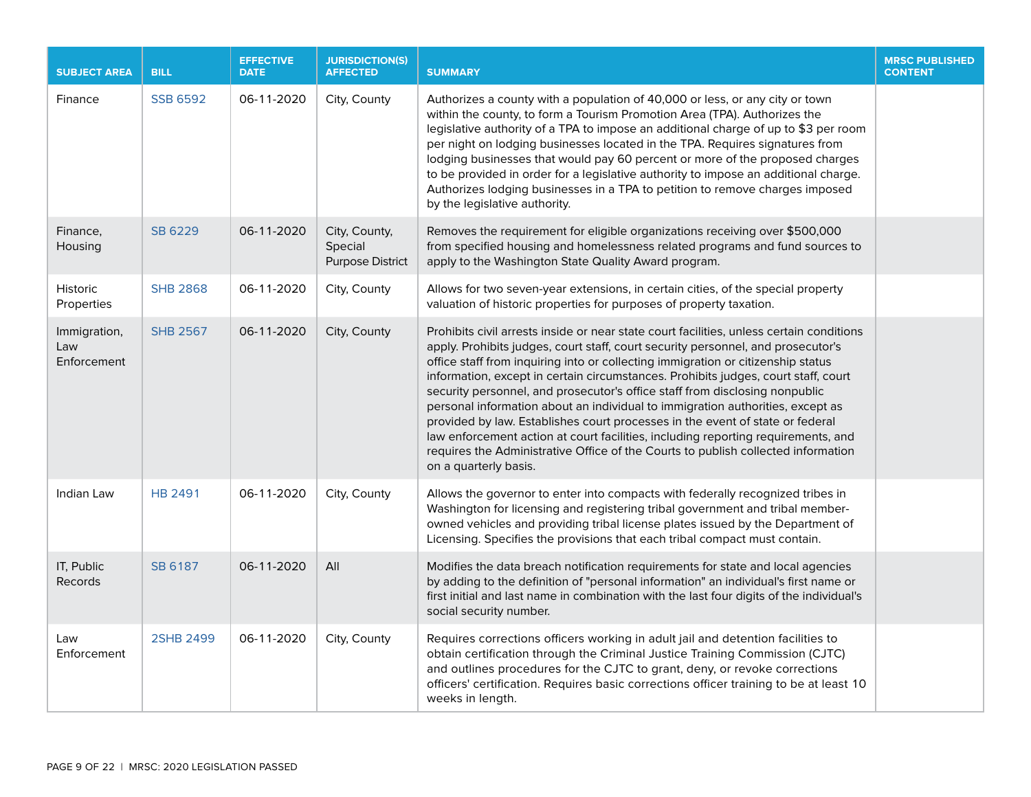| SUBJECT AREA | BILL | EFFECTIVE DATE | JURISDICTION(S) AFFECTED | SUMMARY | MRSC PUBLISHED CONTENT |
|---|---|---|---|---|---|
| Finance | SSB 6592 | 06-11-2020 | City, County | Authorizes a county with a population of 40,000 or less, or any city or town within the county, to form a Tourism Promotion Area (TPA). Authorizes the legislative authority of a TPA to impose an additional charge of up to $3 per room per night on lodging businesses located in the TPA. Requires signatures from lodging businesses that would pay 60 percent or more of the proposed charges to be provided in order for a legislative authority to impose an additional charge. Authorizes lodging businesses in a TPA to petition to remove charges imposed by the legislative authority. | |
| Finance, Housing | SB 6229 | 06-11-2020 | City, County, Special Purpose District | Removes the requirement for eligible organizations receiving over $500,000 from specified housing and homelessness related programs and fund sources to apply to the Washington State Quality Award program. | |
| Historic Properties | SHB 2868 | 06-11-2020 | City, County | Allows for two seven-year extensions, in certain cities, of the special property valuation of historic properties for purposes of property taxation. | |
| Immigration, Law Enforcement | SHB 2567 | 06-11-2020 | City, County | Prohibits civil arrests inside or near state court facilities, unless certain conditions apply. Prohibits judges, court staff, court security personnel, and prosecutor's office staff from inquiring into or collecting immigration or citizenship status information, except in certain circumstances. Prohibits judges, court staff, court security personnel, and prosecutor's office staff from disclosing nonpublic personal information about an individual to immigration authorities, except as provided by law. Establishes court processes in the event of state or federal law enforcement action at court facilities, including reporting requirements, and requires the Administrative Office of the Courts to publish collected information on a quarterly basis. | |
| Indian Law | HB 2491 | 06-11-2020 | City, County | Allows the governor to enter into compacts with federally recognized tribes in Washington for licensing and registering tribal government and tribal member-owned vehicles and providing tribal license plates issued by the Department of Licensing. Specifies the provisions that each tribal compact must contain. | |
| IT, Public Records | SB 6187 | 06-11-2020 | All | Modifies the data breach notification requirements for state and local agencies by adding to the definition of "personal information" an individual's first name or first initial and last name in combination with the last four digits of the individual's social security number. | |
| Law Enforcement | 2SHB 2499 | 06-11-2020 | City, County | Requires corrections officers working in adult jail and detention facilities to obtain certification through the Criminal Justice Training Commission (CJTC) and outlines procedures for the CJTC to grant, deny, or revoke corrections officers' certification. Requires basic corrections officer training to be at least 10 weeks in length. | |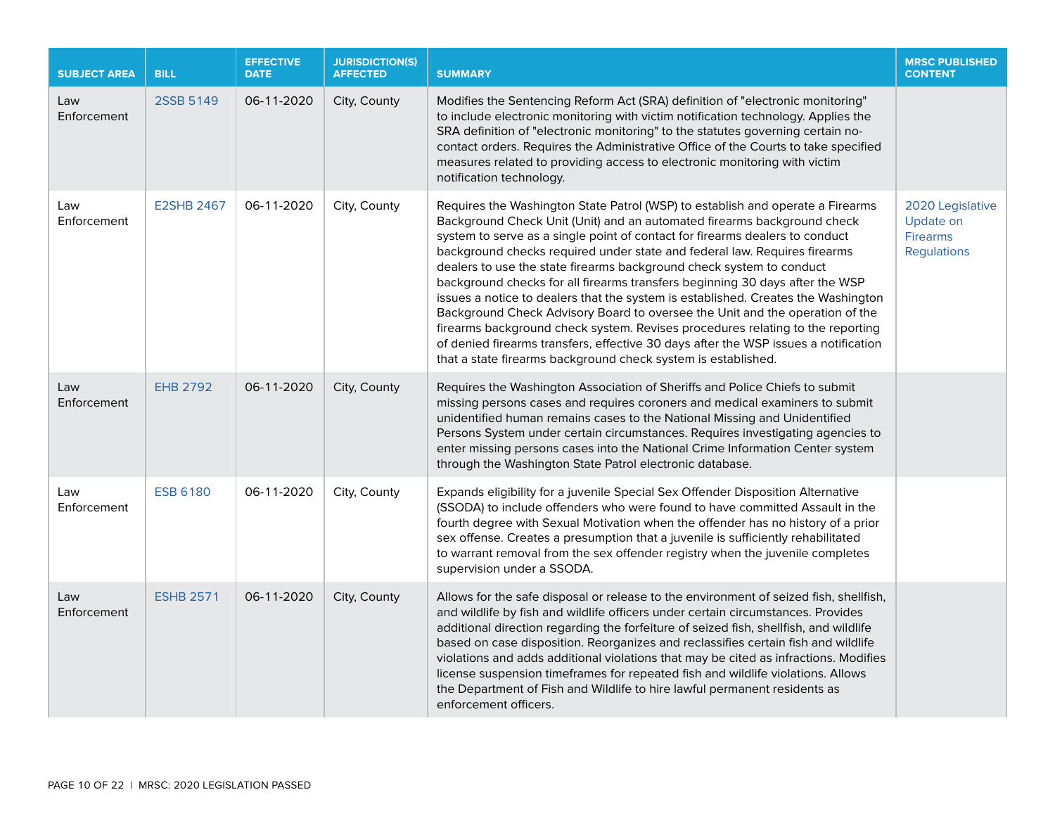| SUBJECT AREA | BILL | EFFECTIVE DATE | JURISDICTION(S) AFFECTED | SUMMARY | MRSC PUBLISHED CONTENT |
|---|---|---|---|---|---|
| Law Enforcement | 2SSB 5149 | 06-11-2020 | City, County | Modifies the Sentencing Reform Act (SRA) definition of "electronic monitoring" to include electronic monitoring with victim notification technology. Applies the SRA definition of "electronic monitoring" to the statutes governing certain no-contact orders. Requires the Administrative Office of the Courts to take specified measures related to providing access to electronic monitoring with victim notification technology. | |
| Law Enforcement | E2SHB 2467 | 06-11-2020 | City, County | Requires the Washington State Patrol (WSP) to establish and operate a Firearms Background Check Unit (Unit) and an automated firearms background check system to serve as a single point of contact for firearms dealers to conduct background checks required under state and federal law. Requires firearms dealers to use the state firearms background check system to conduct background checks for all firearms transfers beginning 30 days after the WSP issues a notice to dealers that the system is established. Creates the Washington Background Check Advisory Board to oversee the Unit and the operation of the firearms background check system. Revises procedures relating to the reporting of denied firearms transfers, effective 30 days after the WSP issues a notification that a state firearms background check system is established. | 2020 Legislative Update on Firearms Regulations |
| Law Enforcement | EHB 2792 | 06-11-2020 | City, County | Requires the Washington Association of Sheriffs and Police Chiefs to submit missing persons cases and requires coroners and medical examiners to submit unidentified human remains cases to the National Missing and Unidentified Persons System under certain circumstances. Requires investigating agencies to enter missing persons cases into the National Crime Information Center system through the Washington State Patrol electronic database. | |
| Law Enforcement | ESB 6180 | 06-11-2020 | City, County | Expands eligibility for a juvenile Special Sex Offender Disposition Alternative (SSODA) to include offenders who were found to have committed Assault in the fourth degree with Sexual Motivation when the offender has no history of a prior sex offense. Creates a presumption that a juvenile is sufficiently rehabilitated to warrant removal from the sex offender registry when the juvenile completes supervision under a SSODA. | |
| Law Enforcement | ESHB 2571 | 06-11-2020 | City, County | Allows for the safe disposal or release to the environment of seized fish, shellfish, and wildlife by fish and wildlife officers under certain circumstances. Provides additional direction regarding the forfeiture of seized fish, shellfish, and wildlife based on case disposition. Reorganizes and reclassifies certain fish and wildlife violations and adds additional violations that may be cited as infractions. Modifies license suspension timeframes for repeated fish and wildlife violations. Allows the Department of Fish and Wildlife to hire lawful permanent residents as enforcement officers. | |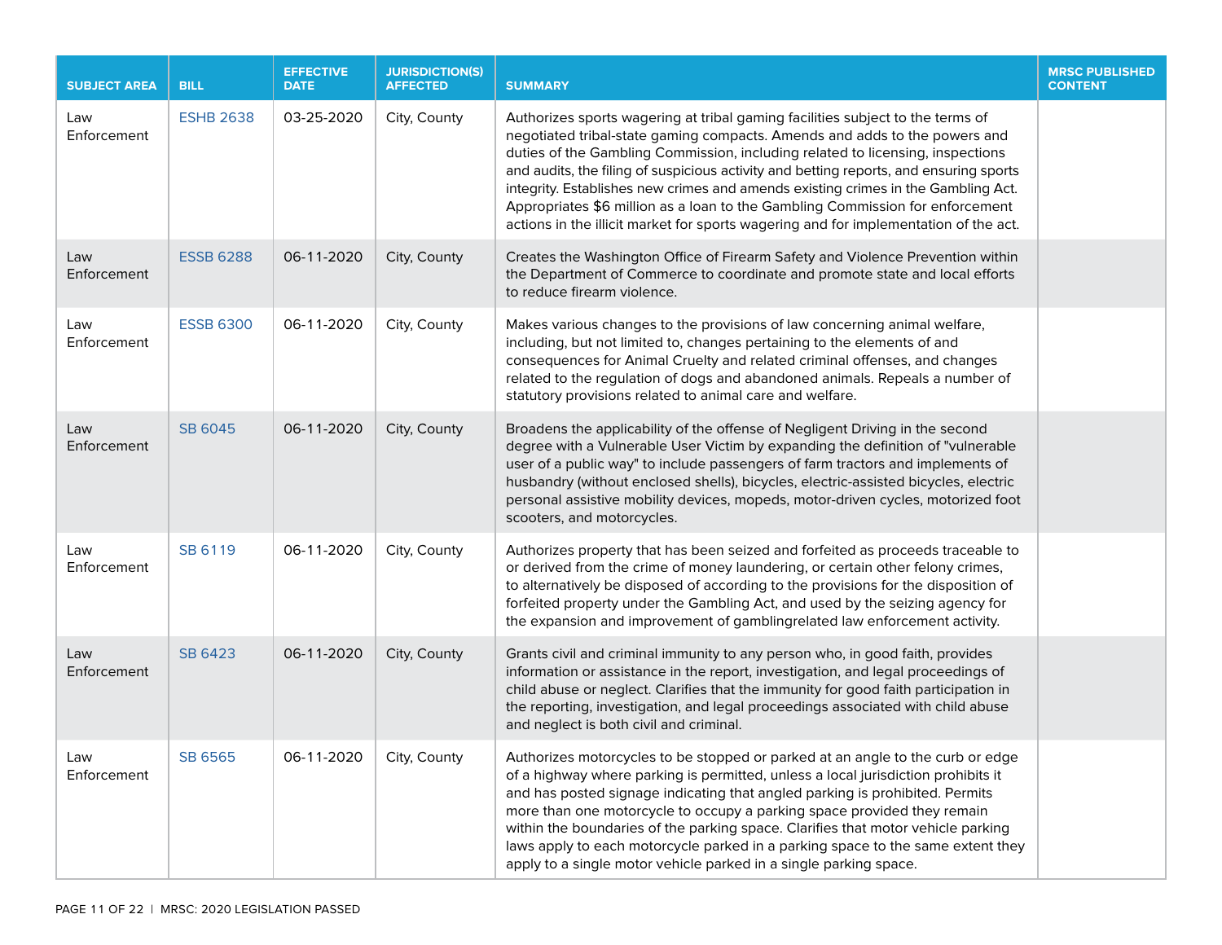| SUBJECT AREA | BILL | EFFECTIVE DATE | JURISDICTION(S) AFFECTED | SUMMARY | MRSC PUBLISHED CONTENT |
|---|---|---|---|---|---|
| Law Enforcement | ESHB 2638 | 03-25-2020 | City, County | Authorizes sports wagering at tribal gaming facilities subject to the terms of negotiated tribal-state gaming compacts. Amends and adds to the powers and duties of the Gambling Commission, including related to licensing, inspections and audits, the filing of suspicious activity and betting reports, and ensuring sports integrity. Establishes new crimes and amends existing crimes in the Gambling Act. Appropriates $6 million as a loan to the Gambling Commission for enforcement actions in the illicit market for sports wagering and for implementation of the act. | |
| Law Enforcement | ESSB 6288 | 06-11-2020 | City, County | Creates the Washington Office of Firearm Safety and Violence Prevention within the Department of Commerce to coordinate and promote state and local efforts to reduce firearm violence. | |
| Law Enforcement | ESSB 6300 | 06-11-2020 | City, County | Makes various changes to the provisions of law concerning animal welfare, including, but not limited to, changes pertaining to the elements of and consequences for Animal Cruelty and related criminal offenses, and changes related to the regulation of dogs and abandoned animals. Repeals a number of statutory provisions related to animal care and welfare. | |
| Law Enforcement | SB 6045 | 06-11-2020 | City, County | Broadens the applicability of the offense of Negligent Driving in the second degree with a Vulnerable User Victim by expanding the definition of "vulnerable user of a public way" to include passengers of farm tractors and implements of husbandry (without enclosed shells), bicycles, electric-assisted bicycles, electric personal assistive mobility devices, mopeds, motor-driven cycles, motorized foot scooters, and motorcycles. | |
| Law Enforcement | SB 6119 | 06-11-2020 | City, County | Authorizes property that has been seized and forfeited as proceeds traceable to or derived from the crime of money laundering, or certain other felony crimes, to alternatively be disposed of according to the provisions for the disposition of forfeited property under the Gambling Act, and used by the seizing agency for the expansion and improvement of gamblingrelated law enforcement activity. | |
| Law Enforcement | SB 6423 | 06-11-2020 | City, County | Grants civil and criminal immunity to any person who, in good faith, provides information or assistance in the report, investigation, and legal proceedings of child abuse or neglect. Clarifies that the immunity for good faith participation in the reporting, investigation, and legal proceedings associated with child abuse and neglect is both civil and criminal. | |
| Law Enforcement | SB 6565 | 06-11-2020 | City, County | Authorizes motorcycles to be stopped or parked at an angle to the curb or edge of a highway where parking is permitted, unless a local jurisdiction prohibits it and has posted signage indicating that angled parking is prohibited. Permits more than one motorcycle to occupy a parking space provided they remain within the boundaries of the parking space. Clarifies that motor vehicle parking laws apply to each motorcycle parked in a parking space to the same extent they apply to a single motor vehicle parked in a single parking space. | |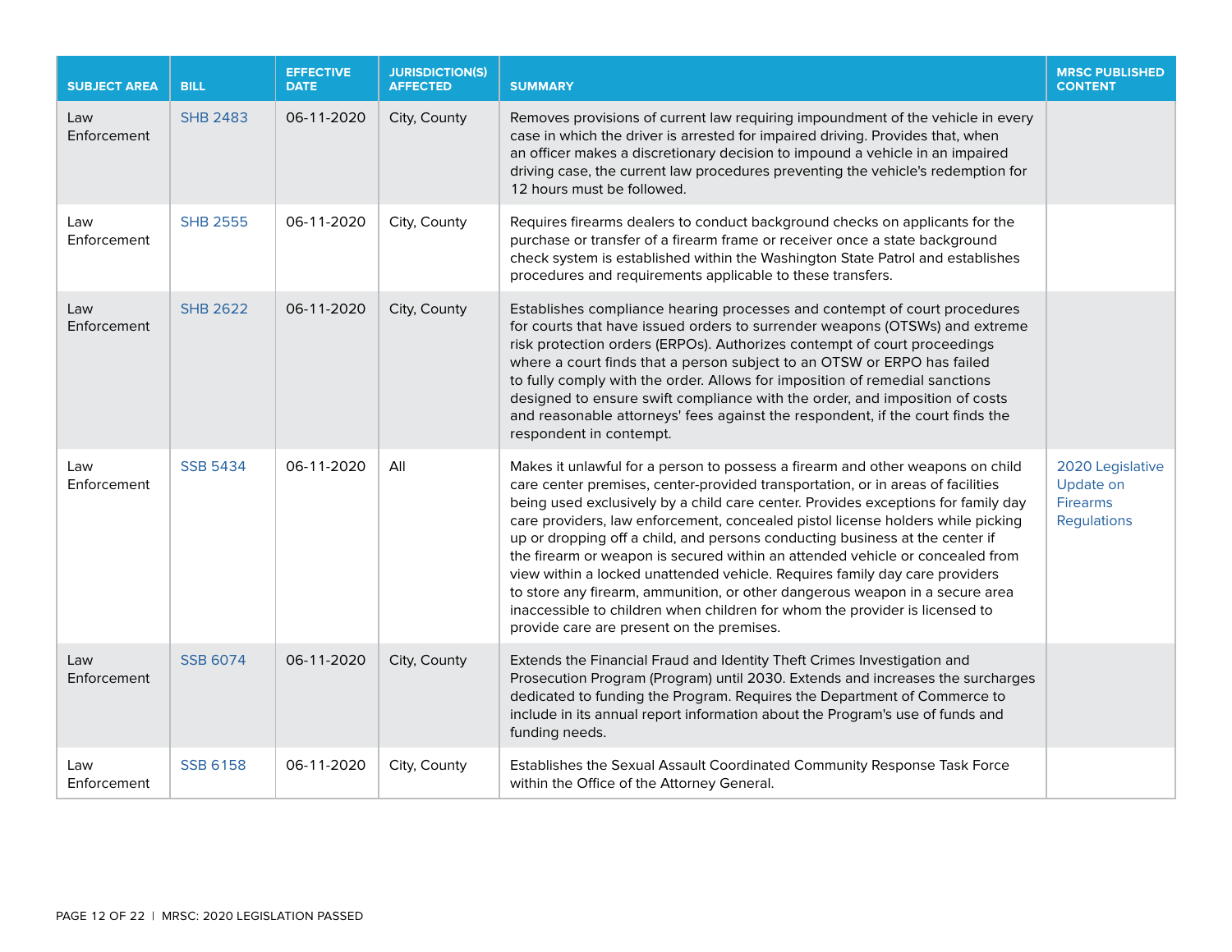| SUBJECT AREA | BILL | EFFECTIVE DATE | JURISDICTION(S) AFFECTED | SUMMARY | MRSC PUBLISHED CONTENT |
|---|---|---|---|---|---|
| Law Enforcement | SHB 2483 | 06-11-2020 | City, County | Removes provisions of current law requiring impoundment of the vehicle in every case in which the driver is arrested for impaired driving. Provides that, when an officer makes a discretionary decision to impound a vehicle in an impaired driving case, the current law procedures preventing the vehicle's redemption for 12 hours must be followed. | |
| Law Enforcement | SHB 2555 | 06-11-2020 | City, County | Requires firearms dealers to conduct background checks on applicants for the purchase or transfer of a firearm frame or receiver once a state background check system is established within the Washington State Patrol and establishes procedures and requirements applicable to these transfers. | |
| Law Enforcement | SHB 2622 | 06-11-2020 | City, County | Establishes compliance hearing processes and contempt of court procedures for courts that have issued orders to surrender weapons (OTSWs) and extreme risk protection orders (ERPOs). Authorizes contempt of court proceedings where a court finds that a person subject to an OTSW or ERPO has failed to fully comply with the order. Allows for imposition of remedial sanctions designed to ensure swift compliance with the order, and imposition of costs and reasonable attorneys' fees against the respondent, if the court finds the respondent in contempt. | |
| Law Enforcement | SSB 5434 | 06-11-2020 | All | Makes it unlawful for a person to possess a firearm and other weapons on child care center premises, center-provided transportation, or in areas of facilities being used exclusively by a child care center. Provides exceptions for family day care providers, law enforcement, concealed pistol license holders while picking up or dropping off a child, and persons conducting business at the center if the firearm or weapon is secured within an attended vehicle or concealed from view within a locked unattended vehicle. Requires family day care providers to store any firearm, ammunition, or other dangerous weapon in a secure area inaccessible to children when children for whom the provider is licensed to provide care are present on the premises. | 2020 Legislative Update on Firearms Regulations |
| Law Enforcement | SSB 6074 | 06-11-2020 | City, County | Extends the Financial Fraud and Identity Theft Crimes Investigation and Prosecution Program (Program) until 2030. Extends and increases the surcharges dedicated to funding the Program. Requires the Department of Commerce to include in its annual report information about the Program's use of funds and funding needs. | |
| Law Enforcement | SSB 6158 | 06-11-2020 | City, County | Establishes the Sexual Assault Coordinated Community Response Task Force within the Office of the Attorney General. | |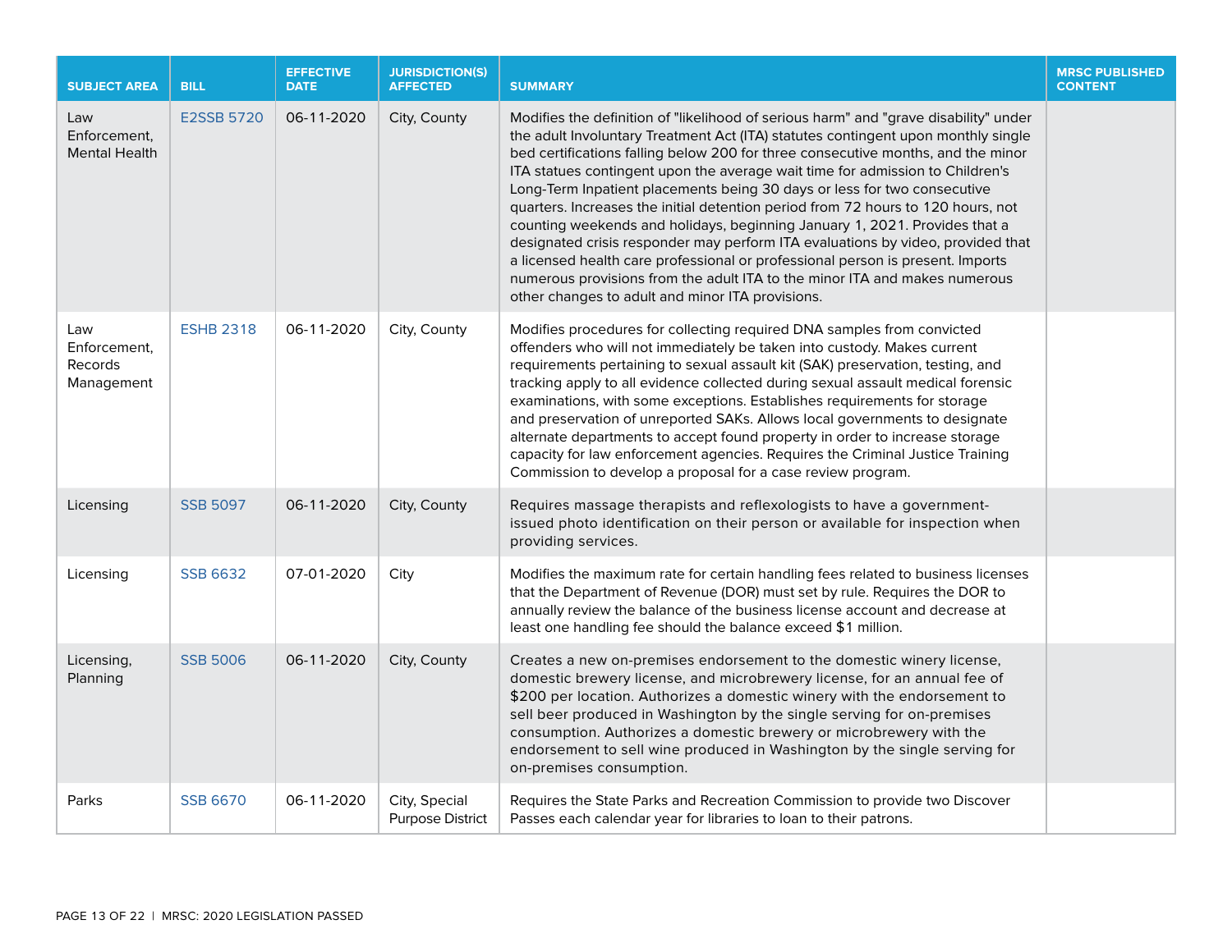| SUBJECT AREA | BILL | EFFECTIVE DATE | JURISDICTION(S) AFFECTED | SUMMARY | MRSC PUBLISHED CONTENT |
|---|---|---|---|---|---|
| Law Enforcement, Mental Health | E2SSB 5720 | 06-11-2020 | City, County | Modifies the definition of "likelihood of serious harm" and "grave disability" under the adult Involuntary Treatment Act (ITA) statutes contingent upon monthly single bed certifications falling below 200 for three consecutive months, and the minor ITA statues contingent upon the average wait time for admission to Children's Long-Term Inpatient placements being 30 days or less for two consecutive quarters. Increases the initial detention period from 72 hours to 120 hours, not counting weekends and holidays, beginning January 1, 2021. Provides that a designated crisis responder may perform ITA evaluations by video, provided that a licensed health care professional or professional person is present. Imports numerous provisions from the adult ITA to the minor ITA and makes numerous other changes to adult and minor ITA provisions. | |
| Law Enforcement, Records Management | ESHB 2318 | 06-11-2020 | City, County | Modifies procedures for collecting required DNA samples from convicted offenders who will not immediately be taken into custody. Makes current requirements pertaining to sexual assault kit (SAK) preservation, testing, and tracking apply to all evidence collected during sexual assault medical forensic examinations, with some exceptions. Establishes requirements for storage and preservation of unreported SAKs. Allows local governments to designate alternate departments to accept found property in order to increase storage capacity for law enforcement agencies. Requires the Criminal Justice Training Commission to develop a proposal for a case review program. | |
| Licensing | SSB 5097 | 06-11-2020 | City, County | Requires massage therapists and reflexologists to have a government-issued photo identification on their person or available for inspection when providing services. | |
| Licensing | SSB 6632 | 07-01-2020 | City | Modifies the maximum rate for certain handling fees related to business licenses that the Department of Revenue (DOR) must set by rule. Requires the DOR to annually review the balance of the business license account and decrease at least one handling fee should the balance exceed $1 million. | |
| Licensing, Planning | SSB 5006 | 06-11-2020 | City, County | Creates a new on-premises endorsement to the domestic winery license, domestic brewery license, and microbrewery license, for an annual fee of $200 per location. Authorizes a domestic winery with the endorsement to sell beer produced in Washington by the single serving for on-premises consumption. Authorizes a domestic brewery or microbrewery with the endorsement to sell wine produced in Washington by the single serving for on-premises consumption. | |
| Parks | SSB 6670 | 06-11-2020 | City, Special Purpose District | Requires the State Parks and Recreation Commission to provide two Discover Passes each calendar year for libraries to loan to their patrons. | |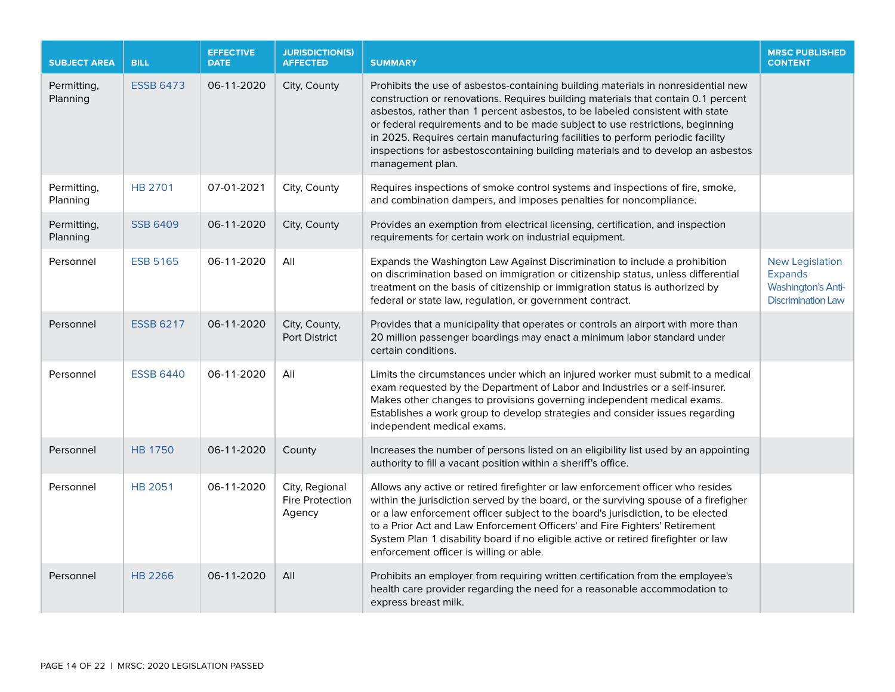| SUBJECT AREA | BILL | EFFECTIVE DATE | JURISDICTION(S) AFFECTED | SUMMARY | MRSC PUBLISHED CONTENT |
|---|---|---|---|---|---|
| Permitting, Planning | ESSB 6473 | 06-11-2020 | City, County | Prohibits the use of asbestos-containing building materials in nonresidential new construction or renovations. Requires building materials that contain 0.1 percent asbestos, rather than 1 percent asbestos, to be labeled consistent with state or federal requirements and to be made subject to use restrictions, beginning in 2025. Requires certain manufacturing facilities to perform periodic facility inspections for asbestoscontaining building materials and to develop an asbestos management plan. | |
| Permitting, Planning | HB 2701 | 07-01-2021 | City, County | Requires inspections of smoke control systems and inspections of fire, smoke, and combination dampers, and imposes penalties for noncompliance. | |
| Permitting, Planning | SSB 6409 | 06-11-2020 | City, County | Provides an exemption from electrical licensing, certification, and inspection requirements for certain work on industrial equipment. | |
| Personnel | ESB 5165 | 06-11-2020 | All | Expands the Washington Law Against Discrimination to include a prohibition on discrimination based on immigration or citizenship status, unless differential treatment on the basis of citizenship or immigration status is authorized by federal or state law, regulation, or government contract. | New Legislation Expands Washington's Anti-Discrimination Law |
| Personnel | ESSB 6217 | 06-11-2020 | City, County, Port District | Provides that a municipality that operates or controls an airport with more than 20 million passenger boardings may enact a minimum labor standard under certain conditions. | |
| Personnel | ESSB 6440 | 06-11-2020 | All | Limits the circumstances under which an injured worker must submit to a medical exam requested by the Department of Labor and Industries or a self-insurer. Makes other changes to provisions governing independent medical exams. Establishes a work group to develop strategies and consider issues regarding independent medical exams. | |
| Personnel | HB 1750 | 06-11-2020 | County | Increases the number of persons listed on an eligibility list used by an appointing authority to fill a vacant position within a sheriff's office. | |
| Personnel | HB 2051 | 06-11-2020 | City, Regional Fire Protection Agency | Allows any active or retired firefighter or law enforcement officer who resides within the jurisdiction served by the board, or the surviving spouse of a firefigher or a law enforcement officer subject to the board's jurisdiction, to be elected to a Prior Act and Law Enforcement Officers' and Fire Fighters' Retirement System Plan 1 disability board if no eligible active or retired firefighter or law enforcement officer is willing or able. | |
| Personnel | HB 2266 | 06-11-2020 | All | Prohibits an employer from requiring written certification from the employee's health care provider regarding the need for a reasonable accommodation to express breast milk. | |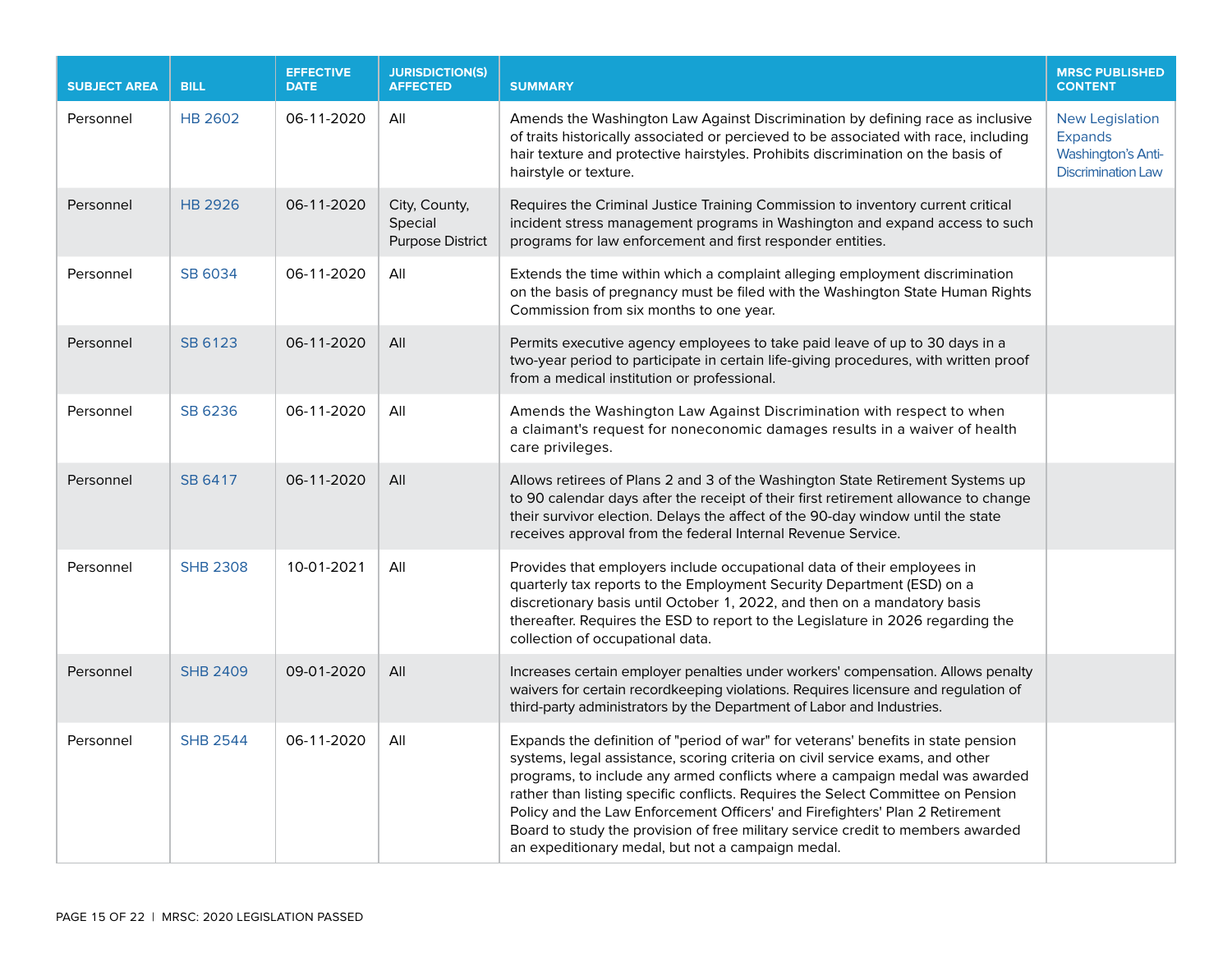| SUBJECT AREA | BILL | EFFECTIVE DATE | JURISDICTION(S) AFFECTED | SUMMARY | MRSC PUBLISHED CONTENT |
|---|---|---|---|---|---|
| Personnel | HB 2602 | 06-11-2020 | All | Amends the Washington Law Against Discrimination by defining race as inclusive of traits historically associated or percieved to be associated with race, including hair texture and protective hairstyles. Prohibits discrimination on the basis of hairstyle or texture. | New Legislation Expands Washington's Anti-Discrimination Law |
| Personnel | HB 2926 | 06-11-2020 | City, County, Special Purpose District | Requires the Criminal Justice Training Commission to inventory current critical incident stress management programs in Washington and expand access to such programs for law enforcement and first responder entities. | |
| Personnel | SB 6034 | 06-11-2020 | All | Extends the time within which a complaint alleging employment discrimination on the basis of pregnancy must be filed with the Washington State Human Rights Commission from six months to one year. | |
| Personnel | SB 6123 | 06-11-2020 | All | Permits executive agency employees to take paid leave of up to 30 days in a two-year period to participate in certain life-giving procedures, with written proof from a medical institution or professional. | |
| Personnel | SB 6236 | 06-11-2020 | All | Amends the Washington Law Against Discrimination with respect to when a claimant's request for noneconomic damages results in a waiver of health care privileges. | |
| Personnel | SB 6417 | 06-11-2020 | All | Allows retirees of Plans 2 and 3 of the Washington State Retirement Systems up to 90 calendar days after the receipt of their first retirement allowance to change their survivor election. Delays the affect of the 90-day window until the state receives approval from the federal Internal Revenue Service. | |
| Personnel | SHB 2308 | 10-01-2021 | All | Provides that employers include occupational data of their employees in quarterly tax reports to the Employment Security Department (ESD) on a discretionary basis until October 1, 2022, and then on a mandatory basis thereafter. Requires the ESD to report to the Legislature in 2026 regarding the collection of occupational data. | |
| Personnel | SHB 2409 | 09-01-2020 | All | Increases certain employer penalties under workers' compensation. Allows penalty waivers for certain recordkeeping violations. Requires licensure and regulation of third-party administrators by the Department of Labor and Industries. | |
| Personnel | SHB 2544 | 06-11-2020 | All | Expands the definition of "period of war" for veterans' benefits in state pension systems, legal assistance, scoring criteria on civil service exams, and other programs, to include any armed conflicts where a campaign medal was awarded rather than listing specific conflicts. Requires the Select Committee on Pension Policy and the Law Enforcement Officers' and Firefighters' Plan 2 Retirement Board to study the provision of free military service credit to members awarded an expeditionary medal, but not a campaign medal. | |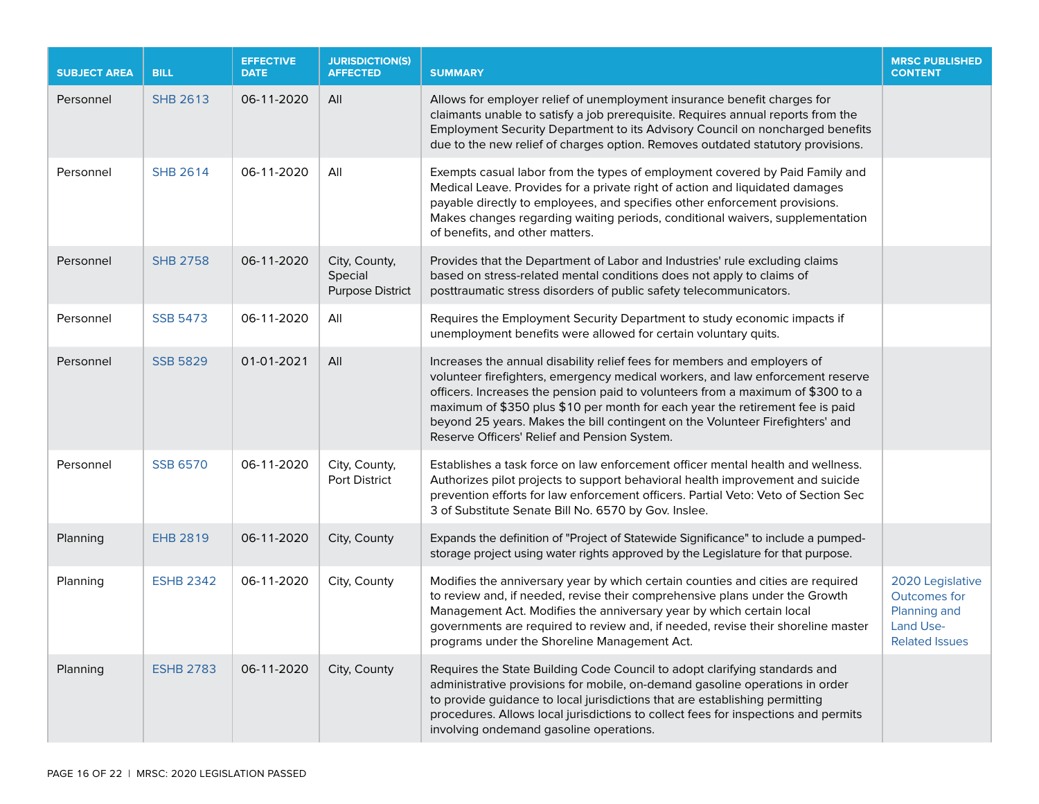| SUBJECT AREA | BILL | EFFECTIVE DATE | JURISDICTION(S) AFFECTED | SUMMARY | MRSC PUBLISHED CONTENT |
|---|---|---|---|---|---|
| Personnel | SHB 2613 | 06-11-2020 | All | Allows for employer relief of unemployment insurance benefit charges for claimants unable to satisfy a job prerequisite. Requires annual reports from the Employment Security Department to its Advisory Council on noncharged benefits due to the new relief of charges option. Removes outdated statutory provisions. | |
| Personnel | SHB 2614 | 06-11-2020 | All | Exempts casual labor from the types of employment covered by Paid Family and Medical Leave. Provides for a private right of action and liquidated damages payable directly to employees, and specifies other enforcement provisions. Makes changes regarding waiting periods, conditional waivers, supplementation of benefits, and other matters. | |
| Personnel | SHB 2758 | 06-11-2020 | City, County, Special Purpose District | Provides that the Department of Labor and Industries' rule excluding claims based on stress-related mental conditions does not apply to claims of posttraumatic stress disorders of public safety telecommunicators. | |
| Personnel | SSB 5473 | 06-11-2020 | All | Requires the Employment Security Department to study economic impacts if unemployment benefits were allowed for certain voluntary quits. | |
| Personnel | SSB 5829 | 01-01-2021 | All | Increases the annual disability relief fees for members and employers of volunteer firefighters, emergency medical workers, and law enforcement reserve officers. Increases the pension paid to volunteers from a maximum of $300 to a maximum of $350 plus $10 per month for each year the retirement fee is paid beyond 25 years. Makes the bill contingent on the Volunteer Firefighters' and Reserve Officers' Relief and Pension System. | |
| Personnel | SSB 6570 | 06-11-2020 | City, County, Port District | Establishes a task force on law enforcement officer mental health and wellness. Authorizes pilot projects to support behavioral health improvement and suicide prevention efforts for law enforcement officers. Partial Veto: Veto of Section Sec 3 of Substitute Senate Bill No. 6570 by Gov. Inslee. | |
| Planning | EHB 2819 | 06-11-2020 | City, County | Expands the definition of "Project of Statewide Significance" to include a pumped-storage project using water rights approved by the Legislature for that purpose. | |
| Planning | ESHB 2342 | 06-11-2020 | City, County | Modifies the anniversary year by which certain counties and cities are required to review and, if needed, revise their comprehensive plans under the Growth Management Act. Modifies the anniversary year by which certain local governments are required to review and, if needed, revise their shoreline master programs under the Shoreline Management Act. | 2020 Legislative Outcomes for Planning and Land Use-Related Issues |
| Planning | ESHB 2783 | 06-11-2020 | City, County | Requires the State Building Code Council to adopt clarifying standards and administrative provisions for mobile, on-demand gasoline operations in order to provide guidance to local jurisdictions that are establishing permitting procedures. Allows local jurisdictions to collect fees for inspections and permits involving ondemand gasoline operations. | |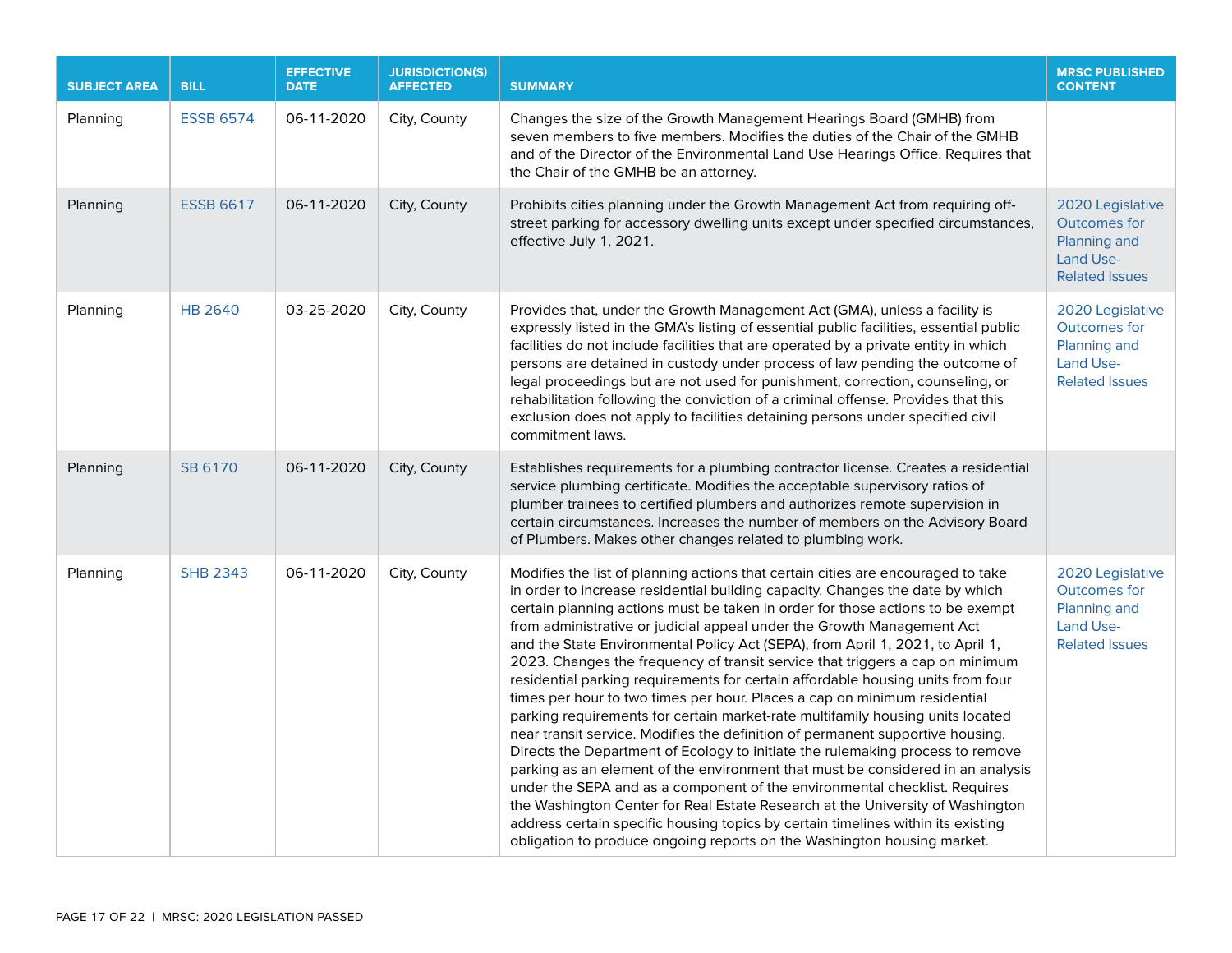| SUBJECT AREA | BILL | EFFECTIVE DATE | JURISDICTION(S) AFFECTED | SUMMARY | MRSC PUBLISHED CONTENT |
|---|---|---|---|---|---|
| Planning | ESSB 6574 | 06-11-2020 | City, County | Changes the size of the Growth Management Hearings Board (GMHB) from seven members to five members. Modifies the duties of the Chair of the GMHB and of the Director of the Environmental Land Use Hearings Office. Requires that the Chair of the GMHB be an attorney. | |
| Planning | ESSB 6617 | 06-11-2020 | City, County | Prohibits cities planning under the Growth Management Act from requiring off-street parking for accessory dwelling units except under specified circumstances, effective July 1, 2021. | 2020 Legislative Outcomes for Planning and Land Use-Related Issues |
| Planning | HB 2640 | 03-25-2020 | City, County | Provides that, under the Growth Management Act (GMA), unless a facility is expressly listed in the GMA's listing of essential public facilities, essential public facilities do not include facilities that are operated by a private entity in which persons are detained in custody under process of law pending the outcome of legal proceedings but are not used for punishment, correction, counseling, or rehabilitation following the conviction of a criminal offense. Provides that this exclusion does not apply to facilities detaining persons under specified civil commitment laws. | 2020 Legislative Outcomes for Planning and Land Use-Related Issues |
| Planning | SB 6170 | 06-11-2020 | City, County | Establishes requirements for a plumbing contractor license. Creates a residential service plumbing certificate. Modifies the acceptable supervisory ratios of plumber trainees to certified plumbers and authorizes remote supervision in certain circumstances. Increases the number of members on the Advisory Board of Plumbers. Makes other changes related to plumbing work. | |
| Planning | SHB 2343 | 06-11-2020 | City, County | Modifies the list of planning actions that certain cities are encouraged to take in order to increase residential building capacity. Changes the date by which certain planning actions must be taken in order for those actions to be exempt from administrative or judicial appeal under the Growth Management Act and the State Environmental Policy Act (SEPA), from April 1, 2021, to April 1, 2023. Changes the frequency of transit service that triggers a cap on minimum residential parking requirements for certain affordable housing units from four times per hour to two times per hour. Places a cap on minimum residential parking requirements for certain market-rate multifamily housing units located near transit service. Modifies the definition of permanent supportive housing. Directs the Department of Ecology to initiate the rulemaking process to remove parking as an element of the environment that must be considered in an analysis under the SEPA and as a component of the environmental checklist. Requires the Washington Center for Real Estate Research at the University of Washington address certain specific housing topics by certain timelines within its existing obligation to produce ongoing reports on the Washington housing market. | 2020 Legislative Outcomes for Planning and Land Use-Related Issues |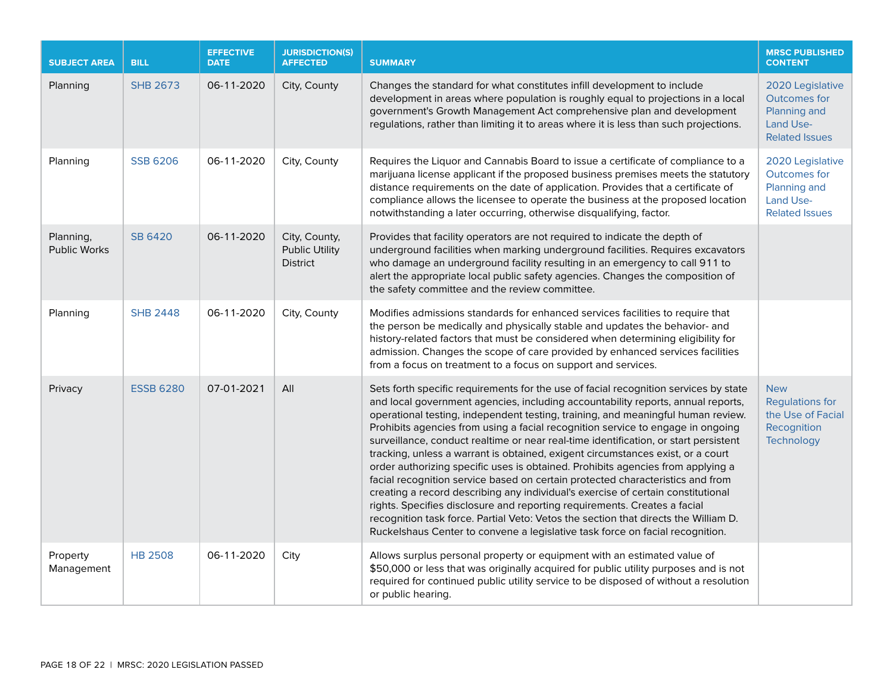| SUBJECT AREA | BILL | EFFECTIVE DATE | JURISDICTION(S) AFFECTED | SUMMARY | MRSC PUBLISHED CONTENT |
|---|---|---|---|---|---|
| Planning | SHB 2673 | 06-11-2020 | City, County | Changes the standard for what constitutes infill development to include development in areas where population is roughly equal to projections in a local government's Growth Management Act comprehensive plan and development regulations, rather than limiting it to areas where it is less than such projections. | 2020 Legislative Outcomes for Planning and Land Use-Related Issues |
| Planning | SSB 6206 | 06-11-2020 | City, County | Requires the Liquor and Cannabis Board to issue a certificate of compliance to a marijuana license applicant if the proposed business premises meets the statutory distance requirements on the date of application. Provides that a certificate of compliance allows the licensee to operate the business at the proposed location notwithstanding a later occurring, otherwise disqualifying, factor. | 2020 Legislative Outcomes for Planning and Land Use-Related Issues |
| Planning, Public Works | SB 6420 | 06-11-2020 | City, County, Public Utility District | Provides that facility operators are not required to indicate the depth of underground facilities when marking underground facilities. Requires excavators who damage an underground facility resulting in an emergency to call 911 to alert the appropriate local public safety agencies. Changes the composition of the safety committee and the review committee. | |
| Planning | SHB 2448 | 06-11-2020 | City, County | Modifies admissions standards for enhanced services facilities to require that the person be medically and physically stable and updates the behavior- and history-related factors that must be considered when determining eligibility for admission. Changes the scope of care provided by enhanced services facilities from a focus on treatment to a focus on support and services. | |
| Privacy | ESSB 6280 | 07-01-2021 | All | Sets forth specific requirements for the use of facial recognition services by state and local government agencies, including accountability reports, annual reports, operational testing, independent testing, training, and meaningful human review. Prohibits agencies from using a facial recognition service to engage in ongoing surveillance, conduct realtime or near real-time identification, or start persistent tracking, unless a warrant is obtained, exigent circumstances exist, or a court order authorizing specific uses is obtained. Prohibits agencies from applying a facial recognition service based on certain protected characteristics and from creating a record describing any individual's exercise of certain constitutional rights. Specifies disclosure and reporting requirements. Creates a facial recognition task force. Partial Veto: Vetos the section that directs the William D. Ruckelshaus Center to convene a legislative task force on facial recognition. | New Regulations for the Use of Facial Recognition Technology |
| Property Management | HB 2508 | 06-11-2020 | City | Allows surplus personal property or equipment with an estimated value of $50,000 or less that was originally acquired for public utility purposes and is not required for continued public utility service to be disposed of without a resolution or public hearing. | |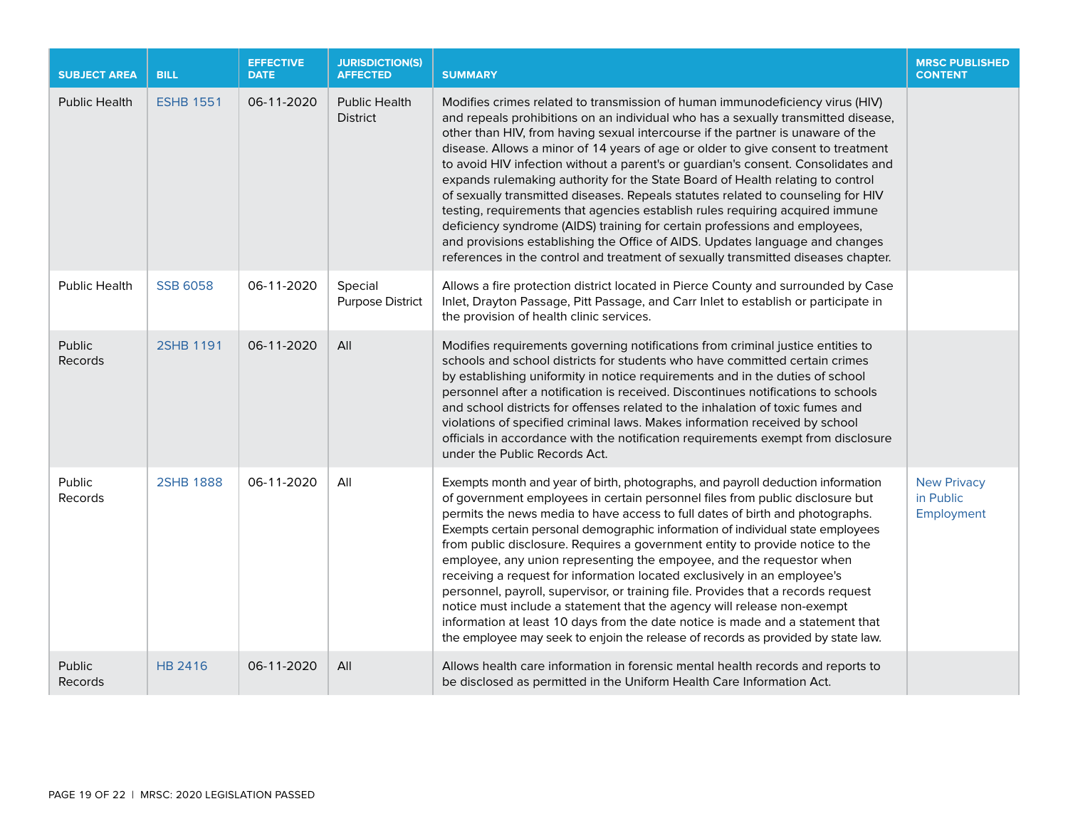| SUBJECT AREA | BILL | EFFECTIVE DATE | JURISDICTION(S) AFFECTED | SUMMARY | MRSC PUBLISHED CONTENT |
|---|---|---|---|---|---|
| Public Health | ESHB 1551 | 06-11-2020 | Public Health District | Modifies crimes related to transmission of human immunodeficiency virus (HIV) and repeals prohibitions on an individual who has a sexually transmitted disease, other than HIV, from having sexual intercourse if the partner is unaware of the disease. Allows a minor of 14 years of age or older to give consent to treatment to avoid HIV infection without a parent's or guardian's consent. Consolidates and expands rulemaking authority for the State Board of Health relating to control of sexually transmitted diseases. Repeals statutes related to counseling for HIV testing, requirements that agencies establish rules requiring acquired immune deficiency syndrome (AIDS) training for certain professions and employees, and provisions establishing the Office of AIDS. Updates language and changes references in the control and treatment of sexually transmitted diseases chapter. | |
| Public Health | SSB 6058 | 06-11-2020 | Special Purpose District | Allows a fire protection district located in Pierce County and surrounded by Case Inlet, Drayton Passage, Pitt Passage, and Carr Inlet to establish or participate in the provision of health clinic services. | |
| Public Records | 2SHB 1191 | 06-11-2020 | All | Modifies requirements governing notifications from criminal justice entities to schools and school districts for students who have committed certain crimes by establishing uniformity in notice requirements and in the duties of school personnel after a notification is received. Discontinues notifications to schools and school districts for offenses related to the inhalation of toxic fumes and violations of specified criminal laws. Makes information received by school officials in accordance with the notification requirements exempt from disclosure under the Public Records Act. | |
| Public Records | 2SHB 1888 | 06-11-2020 | All | Exempts month and year of birth, photographs, and payroll deduction information of government employees in certain personnel files from public disclosure but permits the news media to have access to full dates of birth and photographs. Exempts certain personal demographic information of individual state employees from public disclosure. Requires a government entity to provide notice to the employee, any union representing the empoyee, and the requestor when receiving a request for information located exclusively in an employee's personnel, payroll, supervisor, or training file. Provides that a records request notice must include a statement that the agency will release non-exempt information at least 10 days from the date notice is made and a statement that the employee may seek to enjoin the release of records as provided by state law. | New Privacy in Public Employment |
| Public Records | HB 2416 | 06-11-2020 | All | Allows health care information in forensic mental health records and reports to be disclosed as permitted in the Uniform Health Care Information Act. | |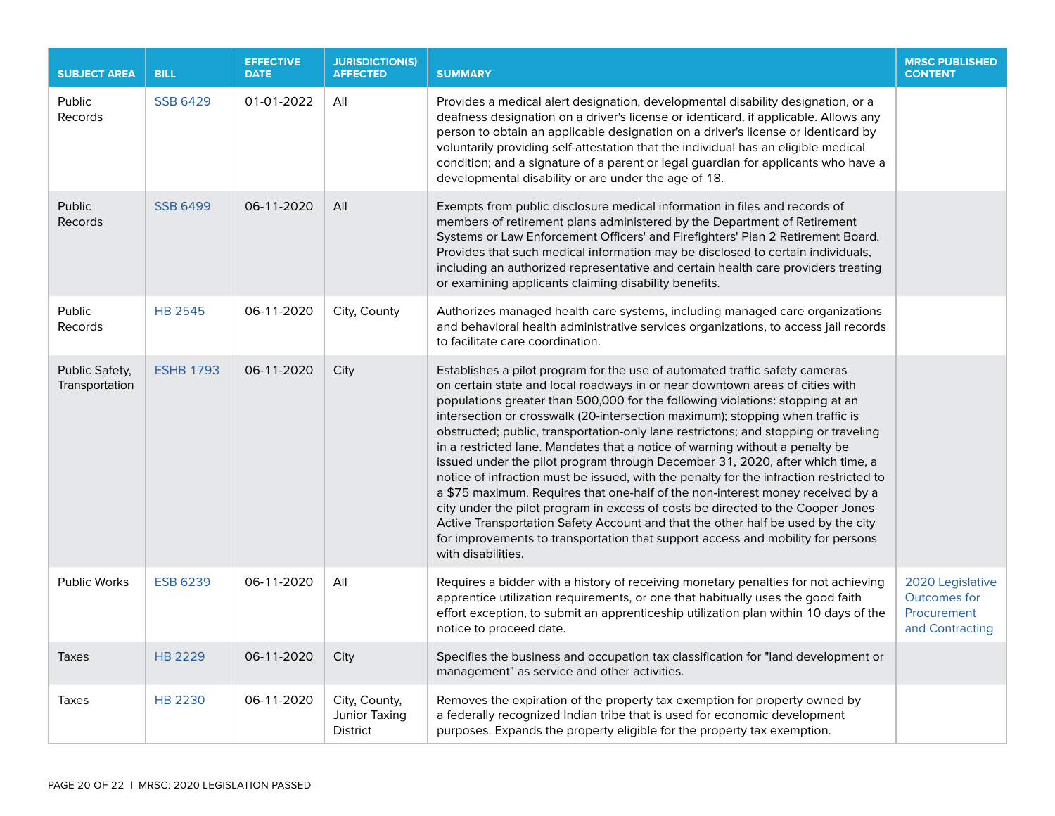| SUBJECT AREA | BILL | EFFECTIVE DATE | JURISDICTION(S) AFFECTED | SUMMARY | MRSC PUBLISHED CONTENT |
|---|---|---|---|---|---|
| Public Records | SSB 6429 | 01-01-2022 | All | Provides a medical alert designation, developmental disability designation, or a deafness designation on a driver's license or identicard, if applicable. Allows any person to obtain an applicable designation on a driver's license or identicard by voluntarily providing self-attestation that the individual has an eligible medical condition; and a signature of a parent or legal guardian for applicants who have a developmental disability or are under the age of 18. | |
| Public Records | SSB 6499 | 06-11-2020 | All | Exempts from public disclosure medical information in files and records of members of retirement plans administered by the Department of Retirement Systems or Law Enforcement Officers' and Firefighters' Plan 2 Retirement Board. Provides that such medical information may be disclosed to certain individuals, including an authorized representative and certain health care providers treating or examining applicants claiming disability benefits. | |
| Public Records | HB 2545 | 06-11-2020 | City, County | Authorizes managed health care systems, including managed care organizations and behavioral health administrative services organizations, to access jail records to facilitate care coordination. | |
| Public Safety, Transportation | ESHB 1793 | 06-11-2020 | City | Establishes a pilot program for the use of automated traffic safety cameras on certain state and local roadways in or near downtown areas of cities with populations greater than 500,000 for the following violations: stopping at an intersection or crosswalk (20-intersection maximum); stopping when traffic is obstructed; public, transportation-only lane restrictons; and stopping or traveling in a restricted lane. Mandates that a notice of warning without a penalty be issued under the pilot program through December 31, 2020, after which time, a notice of infraction must be issued, with the penalty for the infraction restricted to a $75 maximum. Requires that one-half of the non-interest money received by a city under the pilot program in excess of costs be directed to the Cooper Jones Active Transportation Safety Account and that the other half be used by the city for improvements to transportation that support access and mobility for persons with disabilities. | |
| Public Works | ESB 6239 | 06-11-2020 | All | Requires a bidder with a history of receiving monetary penalties for not achieving apprentice utilization requirements, or one that habitually uses the good faith effort exception, to submit an apprenticeship utilization plan within 10 days of the notice to proceed date. | 2020 Legislative Outcomes for Procurement and Contracting |
| Taxes | HB 2229 | 06-11-2020 | City | Specifies the business and occupation tax classification for "land development or management" as service and other activities. | |
| Taxes | HB 2230 | 06-11-2020 | City, County, Junior Taxing District | Removes the expiration of the property tax exemption for property owned by a federally recognized Indian tribe that is used for economic development purposes. Expands the property eligible for the property tax exemption. | |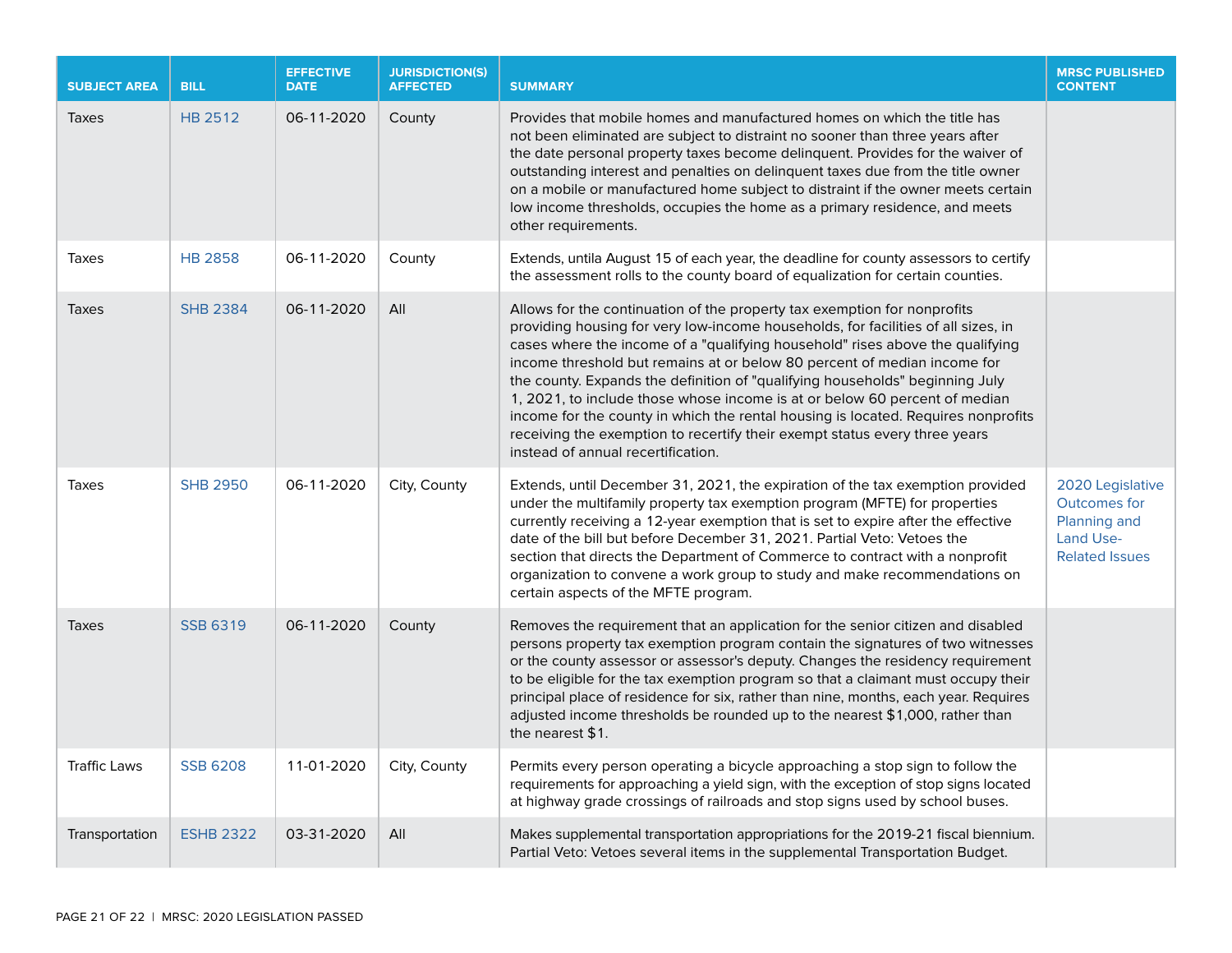| SUBJECT AREA | BILL | EFFECTIVE DATE | JURISDICTION(S) AFFECTED | SUMMARY | MRSC PUBLISHED CONTENT |
|---|---|---|---|---|---|
| Taxes | HB 2512 | 06-11-2020 | County | Provides that mobile homes and manufactured homes on which the title has not been eliminated are subject to distraint no sooner than three years after the date personal property taxes become delinquent. Provides for the waiver of outstanding interest and penalties on delinquent taxes due from the title owner on a mobile or manufactured home subject to distraint if the owner meets certain low income thresholds, occupies the home as a primary residence, and meets other requirements. | |
| Taxes | HB 2858 | 06-11-2020 | County | Extends, untila August 15 of each year, the deadline for county assessors to certify the assessment rolls to the county board of equalization for certain counties. | |
| Taxes | SHB 2384 | 06-11-2020 | All | Allows for the continuation of the property tax exemption for nonprofits providing housing for very low-income households, for facilities of all sizes, in cases where the income of a "qualifying household" rises above the qualifying income threshold but remains at or below 80 percent of median income for the county. Expands the definition of "qualifying households" beginning July 1, 2021, to include those whose income is at or below 60 percent of median income for the county in which the rental housing is located. Requires nonprofits receiving the exemption to recertify their exempt status every three years instead of annual recertification. | |
| Taxes | SHB 2950 | 06-11-2020 | City, County | Extends, until December 31, 2021, the expiration of the tax exemption provided under the multifamily property tax exemption program (MFTE) for properties currently receiving a 12-year exemption that is set to expire after the effective date of the bill but before December 31, 2021. Partial Veto: Vetoes the section that directs the Department of Commerce to contract with a nonprofit organization to convene a work group to study and make recommendations on certain aspects of the MFTE program. | 2020 Legislative Outcomes for Planning and Land Use-Related Issues |
| Taxes | SSB 6319 | 06-11-2020 | County | Removes the requirement that an application for the senior citizen and disabled persons property tax exemption program contain the signatures of two witnesses or the county assessor or assessor's deputy. Changes the residency requirement to be eligible for the tax exemption program so that a claimant must occupy their principal place of residence for six, rather than nine, months, each year. Requires adjusted income thresholds be rounded up to the nearest $1,000, rather than the nearest $1. | |
| Traffic Laws | SSB 6208 | 11-01-2020 | City, County | Permits every person operating a bicycle approaching a stop sign to follow the requirements for approaching a yield sign, with the exception of stop signs located at highway grade crossings of railroads and stop signs used by school buses. | |
| Transportation | ESHB 2322 | 03-31-2020 | All | Makes supplemental transportation appropriations for the 2019-21 fiscal biennium. Partial Veto: Vetoes several items in the supplemental Transportation Budget. | |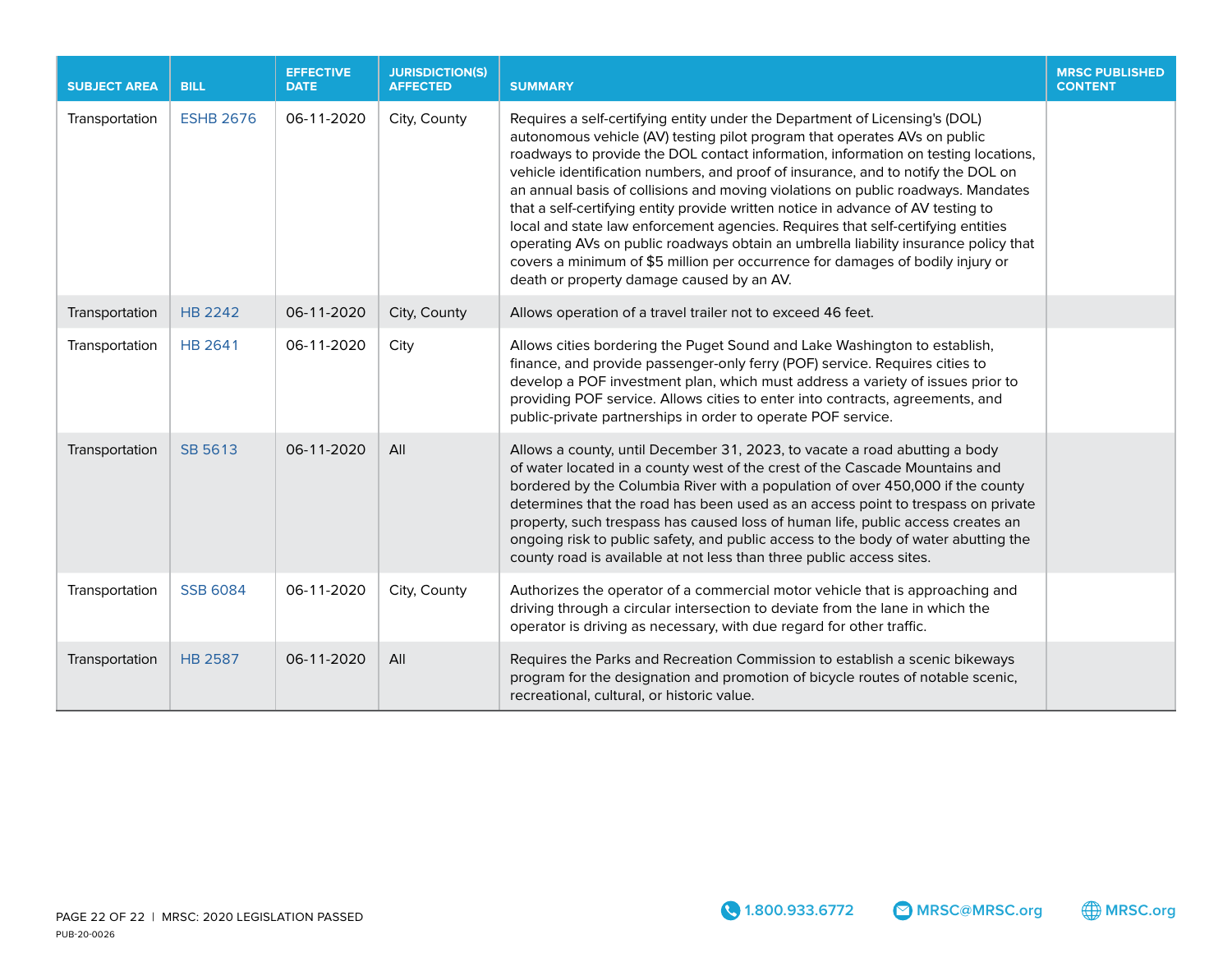| SUBJECT AREA | BILL | EFFECTIVE DATE | JURISDICTION(S) AFFECTED | SUMMARY | MRSC PUBLISHED CONTENT |
|---|---|---|---|---|---|
| Transportation | ESHB 2676 | 06-11-2020 | City, County | Requires a self-certifying entity under the Department of Licensing's (DOL) autonomous vehicle (AV) testing pilot program that operates AVs on public roadways to provide the DOL contact information, information on testing locations, vehicle identification numbers, and proof of insurance, and to notify the DOL on an annual basis of collisions and moving violations on public roadways. Mandates that a self-certifying entity provide written notice in advance of AV testing to local and state law enforcement agencies. Requires that self-certifying entities operating AVs on public roadways obtain an umbrella liability insurance policy that covers a minimum of $5 million per occurrence for damages of bodily injury or death or property damage caused by an AV. | |
| Transportation | HB 2242 | 06-11-2020 | City, County | Allows operation of a travel trailer not to exceed 46 feet. | |
| Transportation | HB 2641 | 06-11-2020 | City | Allows cities bordering the Puget Sound and Lake Washington to establish, finance, and provide passenger-only ferry (POF) service. Requires cities to develop a POF investment plan, which must address a variety of issues prior to providing POF service. Allows cities to enter into contracts, agreements, and public-private partnerships in order to operate POF service. | |
| Transportation | SB 5613 | 06-11-2020 | All | Allows a county, until December 31, 2023, to vacate a road abutting a body of water located in a county west of the crest of the Cascade Mountains and bordered by the Columbia River with a population of over 450,000 if the county determines that the road has been used as an access point to trespass on private property, such trespass has caused loss of human life, public access creates an ongoing risk to public safety, and public access to the body of water abutting the county road is available at not less than three public access sites. | |
| Transportation | SSB 6084 | 06-11-2020 | City, County | Authorizes the operator of a commercial motor vehicle that is approaching and driving through a circular intersection to deviate from the lane in which the operator is driving as necessary, with due regard for other traffic. | |
| Transportation | HB 2587 | 06-11-2020 | All | Requires the Parks and Recreation Commission to establish a scenic bikeways program for the designation and promotion of bicycle routes of notable scenic, recreational, cultural, or historic value. | |